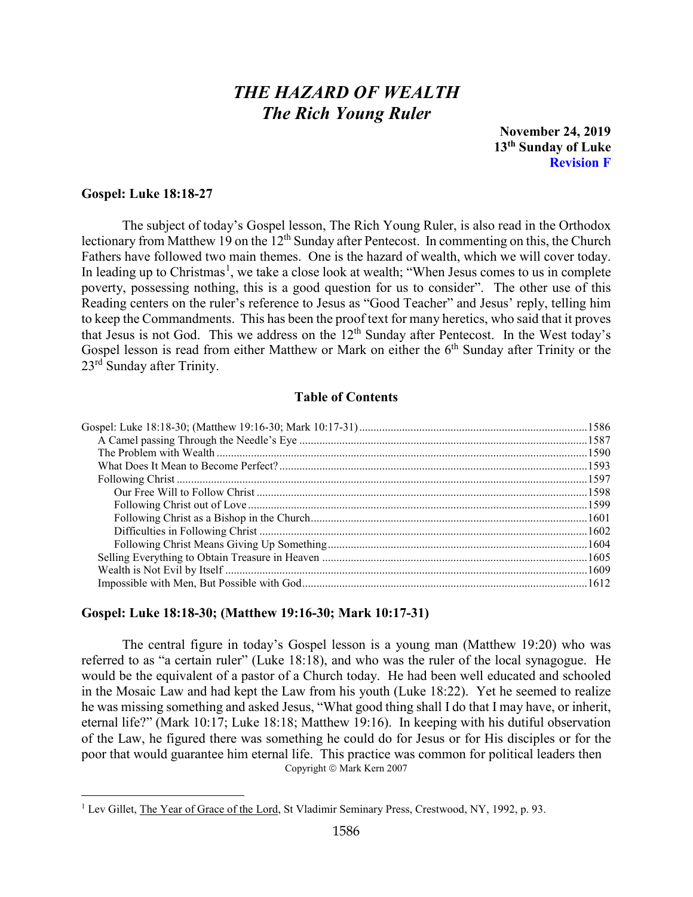# *THE HAZARD OF WEALTH*
# *The Rich Young Ruler*

**November 24, 2019**
**13th Sunday of Luke**
**Revision F**

## Gospel: Luke 18:18-27

The subject of today's Gospel lesson, The Rich Young Ruler, is also read in the Orthodox lectionary from Matthew 19 on the 12th Sunday after Pentecost. In commenting on this, the Church Fathers have followed two main themes. One is the hazard of wealth, which we will cover today. In leading up to Christmas[1], we take a close look at wealth; "When Jesus comes to us in complete poverty, possessing nothing, this is a good question for us to consider". The other use of this Reading centers on the ruler's reference to Jesus as "Good Teacher" and Jesus' reply, telling him to keep the Commandments. This has been the proof text for many heretics, who said that it proves that Jesus is not God. This we address on the 12th Sunday after Pentecost. In the West today's Gospel lesson is read from either Matthew or Mark on either the 6th Sunday after Trinity or the 23rd Sunday after Trinity.

### Table of Contents

- Gospel: Luke 18:18-30; (Matthew 19:16-30; Mark 10:17-31) ....1586
  - A Camel passing Through the Needle's Eye ....1587
  - The Problem with Wealth ....1590
  - What Does It Mean to Become Perfect? ....1593
  - Following Christ ....1597
    - Our Free Will to Follow Christ ....1598
    - Following Christ out of Love ....1599
    - Following Christ as a Bishop in the Church ....1601
    - Difficulties in Following Christ ....1602
    - Following Christ Means Giving Up Something ....1604
  - Selling Everything to Obtain Treasure in Heaven ....1605
  - Wealth is Not Evil by Itself ....1609
  - Impossible with Men, But Possible with God ....1612

## Gospel: Luke 18:18-30; (Matthew 19:16-30; Mark 10:17-31)

The central figure in today's Gospel lesson is a young man (Matthew 19:20) who was referred to as "a certain ruler" (Luke 18:18), and who was the ruler of the local synagogue. He would be the equivalent of a pastor of a Church today. He had been well educated and schooled in the Mosaic Law and had kept the Law from his youth (Luke 18:22). Yet he seemed to realize he was missing something and asked Jesus, "What good thing shall I do that I may have, or inherit, eternal life?" (Mark 10:17; Luke 18:18; Matthew 19:16). In keeping with his dutiful observation of the Law, he figured there was something he could do for Jesus or for His disciples or for the poor that would guarantee him eternal life. This practice was common for political leaders then

Copyright © Mark Kern 2007

[1] Lev Gillet, The Year of Grace of the Lord, St Vladimir Seminary Press, Crestwood, NY, 1992, p. 93.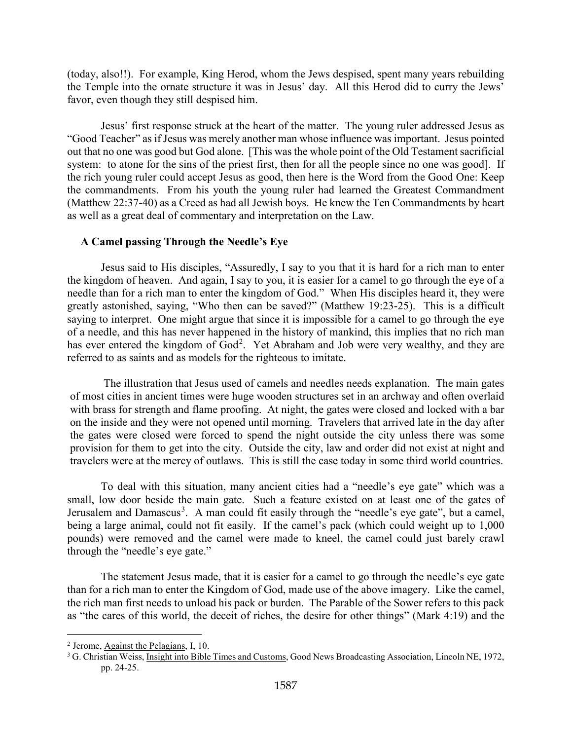(today, also!!). For example, King Herod, whom the Jews despised, spent many years rebuilding the Temple into the ornate structure it was in Jesus' day. All this Herod did to curry the Jews' favor, even though they still despised him.

Jesus' first response struck at the heart of the matter. The young ruler addressed Jesus as "Good Teacher" as if Jesus was merely another man whose influence was important. Jesus pointed out that no one was good but God alone. [This was the whole point of the Old Testament sacrificial system: to atone for the sins of the priest first, then for all the people since no one was good]. If the rich young ruler could accept Jesus as good, then here is the Word from the Good One: Keep the commandments. From his youth the young ruler had learned the Greatest Commandment (Matthew 22:37-40) as a Creed as had all Jewish boys. He knew the Ten Commandments by heart as well as a great deal of commentary and interpretation on the Law.

### A Camel passing Through the Needle's Eye

Jesus said to His disciples, "Assuredly, I say to you that it is hard for a rich man to enter the kingdom of heaven. And again, I say to you, it is easier for a camel to go through the eye of a needle than for a rich man to enter the kingdom of God." When His disciples heard it, they were greatly astonished, saying, "Who then can be saved?" (Matthew 19:23-25). This is a difficult saying to interpret. One might argue that since it is impossible for a camel to go through the eye of a needle, and this has never happened in the history of mankind, this implies that no rich man has ever entered the kingdom of God[2]. Yet Abraham and Job were very wealthy, and they are referred to as saints and as models for the righteous to imitate.

The illustration that Jesus used of camels and needles needs explanation. The main gates of most cities in ancient times were huge wooden structures set in an archway and often overlaid with brass for strength and flame proofing. At night, the gates were closed and locked with a bar on the inside and they were not opened until morning. Travelers that arrived late in the day after the gates were closed were forced to spend the night outside the city unless there was some provision for them to get into the city. Outside the city, law and order did not exist at night and travelers were at the mercy of outlaws. This is still the case today in some third world countries.

To deal with this situation, many ancient cities had a "needle's eye gate" which was a small, low door beside the main gate. Such a feature existed on at least one of the gates of Jerusalem and Damascus[3]. A man could fit easily through the "needle's eye gate", but a camel, being a large animal, could not fit easily. If the camel's pack (which could weight up to 1,000 pounds) were removed and the camel were made to kneel, the camel could just barely crawl through the "needle's eye gate."

The statement Jesus made, that it is easier for a camel to go through the needle's eye gate than for a rich man to enter the Kingdom of God, made use of the above imagery. Like the camel, the rich man first needs to unload his pack or burden. The Parable of the Sower refers to this pack as "the cares of this world, the deceit of riches, the desire for other things" (Mark 4:19) and the

---

[2] Jerome, Against the Pelagians, I, 10.

[3] G. Christian Weiss, Insight into Bible Times and Customs, Good News Broadcasting Association, Lincoln NE, 1972, pp. 24-25.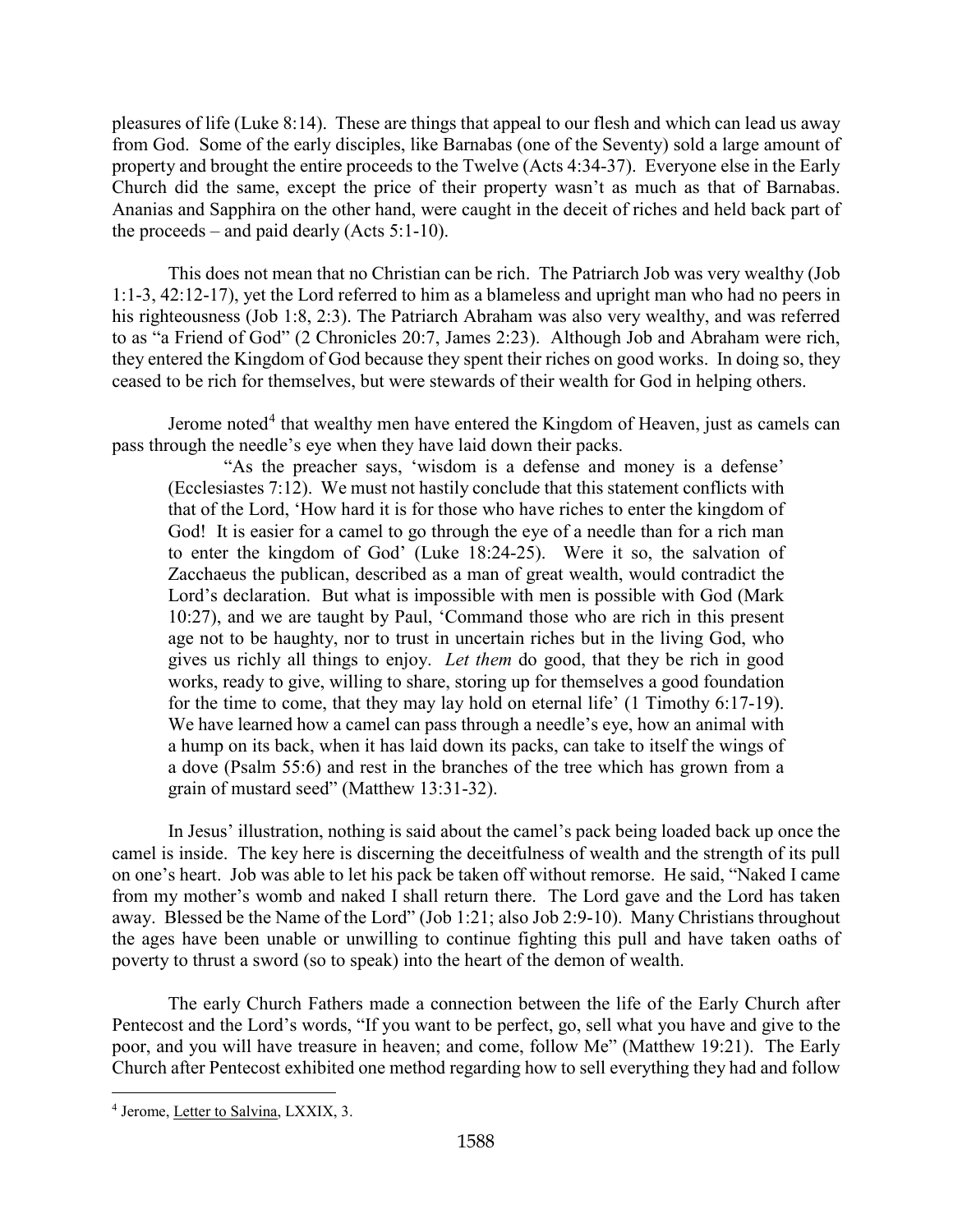pleasures of life (Luke 8:14). These are things that appeal to our flesh and which can lead us away from God. Some of the early disciples, like Barnabas (one of the Seventy) sold a large amount of property and brought the entire proceeds to the Twelve (Acts 4:34-37). Everyone else in the Early Church did the same, except the price of their property wasn't as much as that of Barnabas. Ananias and Sapphira on the other hand, were caught in the deceit of riches and held back part of the proceeds – and paid dearly (Acts 5:1-10).

This does not mean that no Christian can be rich. The Patriarch Job was very wealthy (Job 1:1-3, 42:12-17), yet the Lord referred to him as a blameless and upright man who had no peers in his righteousness (Job 1:8, 2:3). The Patriarch Abraham was also very wealthy, and was referred to as "a Friend of God" (2 Chronicles 20:7, James 2:23). Although Job and Abraham were rich, they entered the Kingdom of God because they spent their riches on good works. In doing so, they ceased to be rich for themselves, but were stewards of their wealth for God in helping others.

Jerome noted[4] that wealthy men have entered the Kingdom of Heaven, just as camels can pass through the needle's eye when they have laid down their packs.

> "As the preacher says, 'wisdom is a defense and money is a defense' (Ecclesiastes 7:12). We must not hastily conclude that this statement conflicts with that of the Lord, 'How hard it is for those who have riches to enter the kingdom of God! It is easier for a camel to go through the eye of a needle than for a rich man to enter the kingdom of God' (Luke 18:24-25). Were it so, the salvation of Zacchaeus the publican, described as a man of great wealth, would contradict the Lord's declaration. But what is impossible with men is possible with God (Mark 10:27), and we are taught by Paul, 'Command those who are rich in this present age not to be haughty, nor to trust in uncertain riches but in the living God, who gives us richly all things to enjoy. *Let them* do good, that they be rich in good works, ready to give, willing to share, storing up for themselves a good foundation for the time to come, that they may lay hold on eternal life' (1 Timothy 6:17-19). We have learned how a camel can pass through a needle's eye, how an animal with a hump on its back, when it has laid down its packs, can take to itself the wings of a dove (Psalm 55:6) and rest in the branches of the tree which has grown from a grain of mustard seed" (Matthew 13:31-32).

In Jesus' illustration, nothing is said about the camel's pack being loaded back up once the camel is inside. The key here is discerning the deceitfulness of wealth and the strength of its pull on one's heart. Job was able to let his pack be taken off without remorse. He said, "Naked I came from my mother's womb and naked I shall return there. The Lord gave and the Lord has taken away. Blessed be the Name of the Lord" (Job 1:21; also Job 2:9-10). Many Christians throughout the ages have been unable or unwilling to continue fighting this pull and have taken oaths of poverty to thrust a sword (so to speak) into the heart of the demon of wealth.

The early Church Fathers made a connection between the life of the Early Church after Pentecost and the Lord's words, "If you want to be perfect, go, sell what you have and give to the poor, and you will have treasure in heaven; and come, follow Me" (Matthew 19:21). The Early Church after Pentecost exhibited one method regarding how to sell everything they had and follow

---

[4] Jerome, Letter to Salvina, LXXIX, 3.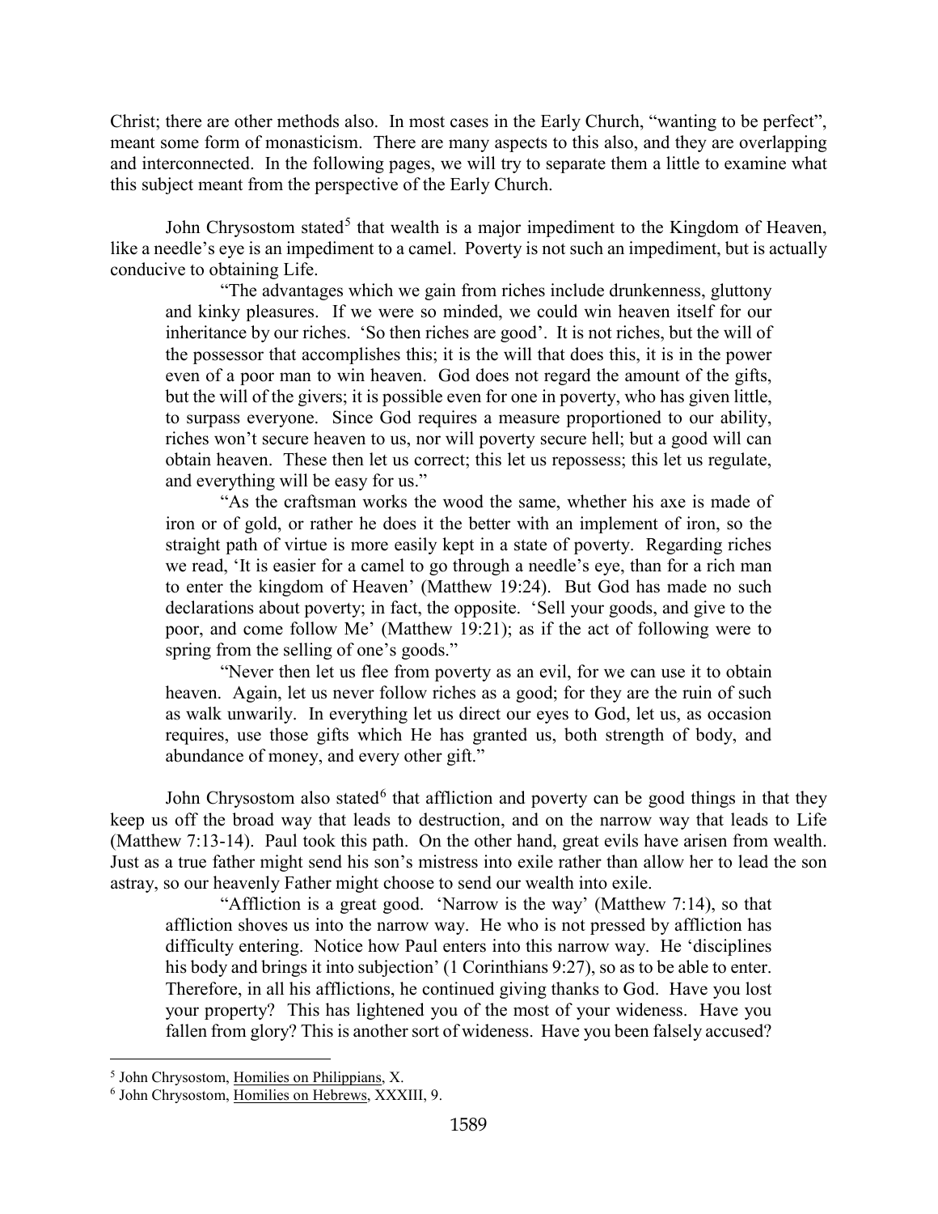Christ; there are other methods also. In most cases in the Early Church, "wanting to be perfect", meant some form of monasticism. There are many aspects to this also, and they are overlapping and interconnected. In the following pages, we will try to separate them a little to examine what this subject meant from the perspective of the Early Church.

John Chrysostom stated[5] that wealth is a major impediment to the Kingdom of Heaven, like a needle's eye is an impediment to a camel. Poverty is not such an impediment, but is actually conducive to obtaining Life.

> "The advantages which we gain from riches include drunkenness, gluttony and kinky pleasures. If we were so minded, we could win heaven itself for our inheritance by our riches. 'So then riches are good'. It is not riches, but the will of the possessor that accomplishes this; it is the will that does this, it is in the power even of a poor man to win heaven. God does not regard the amount of the gifts, but the will of the givers; it is possible even for one in poverty, who has given little, to surpass everyone. Since God requires a measure proportioned to our ability, riches won't secure heaven to us, nor will poverty secure hell; but a good will can obtain heaven. These then let us correct; this let us repossess; this let us regulate, and everything will be easy for us."
>
> "As the craftsman works the wood the same, whether his axe is made of iron or of gold, or rather he does it the better with an implement of iron, so the straight path of virtue is more easily kept in a state of poverty. Regarding riches we read, 'It is easier for a camel to go through a needle's eye, than for a rich man to enter the kingdom of Heaven' (Matthew 19:24). But God has made no such declarations about poverty; in fact, the opposite. 'Sell your goods, and give to the poor, and come follow Me' (Matthew 19:21); as if the act of following were to spring from the selling of one's goods."
>
> "Never then let us flee from poverty as an evil, for we can use it to obtain heaven. Again, let us never follow riches as a good; for they are the ruin of such as walk unwarily. In everything let us direct our eyes to God, let us, as occasion requires, use those gifts which He has granted us, both strength of body, and abundance of money, and every other gift."

John Chrysostom also stated[6] that affliction and poverty can be good things in that they keep us off the broad way that leads to destruction, and on the narrow way that leads to Life (Matthew 7:13-14). Paul took this path. On the other hand, great evils have arisen from wealth. Just as a true father might send his son's mistress into exile rather than allow her to lead the son astray, so our heavenly Father might choose to send our wealth into exile.

> "Affliction is a great good. 'Narrow is the way' (Matthew 7:14), so that affliction shoves us into the narrow way. He who is not pressed by affliction has difficulty entering. Notice how Paul enters into this narrow way. He 'disciplines his body and brings it into subjection' (1 Corinthians 9:27), so as to be able to enter. Therefore, in all his afflictions, he continued giving thanks to God. Have you lost your property? This has lightened you of the most of your wideness. Have you fallen from glory? This is another sort of wideness. Have you been falsely accused?

---

[5] John Chrysostom, Homilies on Philippians, X.

[6] John Chrysostom, Homilies on Hebrews, XXXIII, 9.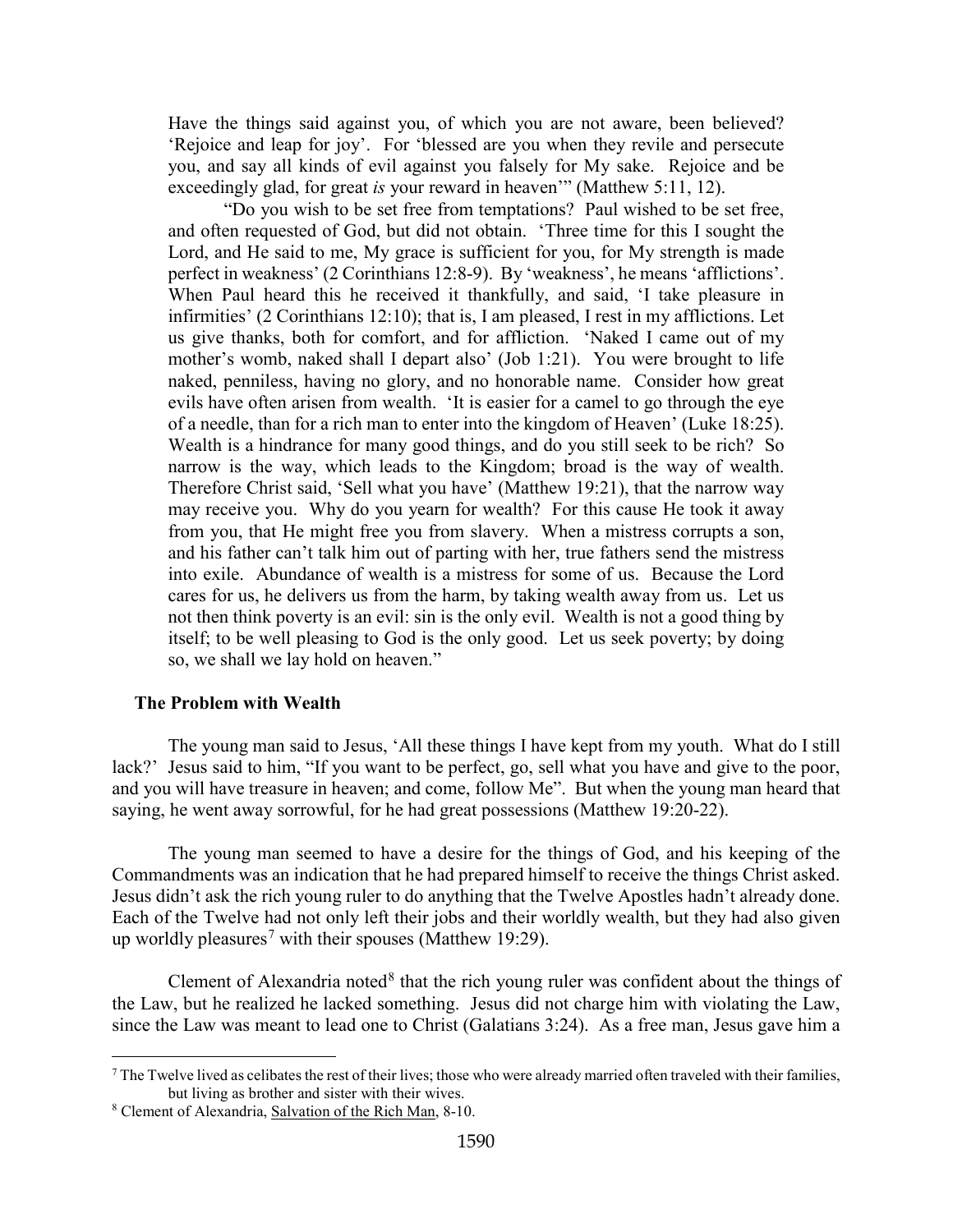> Have the things said against you, of which you are not aware, been believed? 'Rejoice and leap for joy'. For 'blessed are you when they revile and persecute you, and say all kinds of evil against you falsely for My sake. Rejoice and be exceedingly glad, for great *is* your reward in heaven'" (Matthew 5:11, 12).
>
> "Do you wish to be set free from temptations? Paul wished to be set free, and often requested of God, but did not obtain. 'Three time for this I sought the Lord, and He said to me, My grace is sufficient for you, for My strength is made perfect in weakness' (2 Corinthians 12:8-9). By 'weakness', he means 'afflictions'. When Paul heard this he received it thankfully, and said, 'I take pleasure in infirmities' (2 Corinthians 12:10); that is, I am pleased, I rest in my afflictions. Let us give thanks, both for comfort, and for affliction. 'Naked I came out of my mother's womb, naked shall I depart also' (Job 1:21). You were brought to life naked, penniless, having no glory, and no honorable name. Consider how great evils have often arisen from wealth. 'It is easier for a camel to go through the eye of a needle, than for a rich man to enter into the kingdom of Heaven' (Luke 18:25). Wealth is a hindrance for many good things, and do you still seek to be rich? So narrow is the way, which leads to the Kingdom; broad is the way of wealth. Therefore Christ said, 'Sell what you have' (Matthew 19:21), that the narrow way may receive you. Why do you yearn for wealth? For this cause He took it away from you, that He might free you from slavery. When a mistress corrupts a son, and his father can't talk him out of parting with her, true fathers send the mistress into exile. Abundance of wealth is a mistress for some of us. Because the Lord cares for us, he delivers us from the harm, by taking wealth away from us. Let us not then think poverty is an evil: sin is the only evil. Wealth is not a good thing by itself; to be well pleasing to God is the only good. Let us seek poverty; by doing so, we shall we lay hold on heaven."

### The Problem with Wealth

The young man said to Jesus, 'All these things I have kept from my youth. What do I still lack?' Jesus said to him, "If you want to be perfect, go, sell what you have and give to the poor, and you will have treasure in heaven; and come, follow Me". But when the young man heard that saying, he went away sorrowful, for he had great possessions (Matthew 19:20-22).

The young man seemed to have a desire for the things of God, and his keeping of the Commandments was an indication that he had prepared himself to receive the things Christ asked. Jesus didn't ask the rich young ruler to do anything that the Twelve Apostles hadn't already done. Each of the Twelve had not only left their jobs and their worldly wealth, but they had also given up worldly pleasures[7] with their spouses (Matthew 19:29).

Clement of Alexandria noted[8] that the rich young ruler was confident about the things of the Law, but he realized he lacked something. Jesus did not charge him with violating the Law, since the Law was meant to lead one to Christ (Galatians 3:24). As a free man, Jesus gave him a

---

[7] The Twelve lived as celibates the rest of their lives; those who were already married often traveled with their families, but living as brother and sister with their wives.

[8] Clement of Alexandria, Salvation of the Rich Man, 8-10.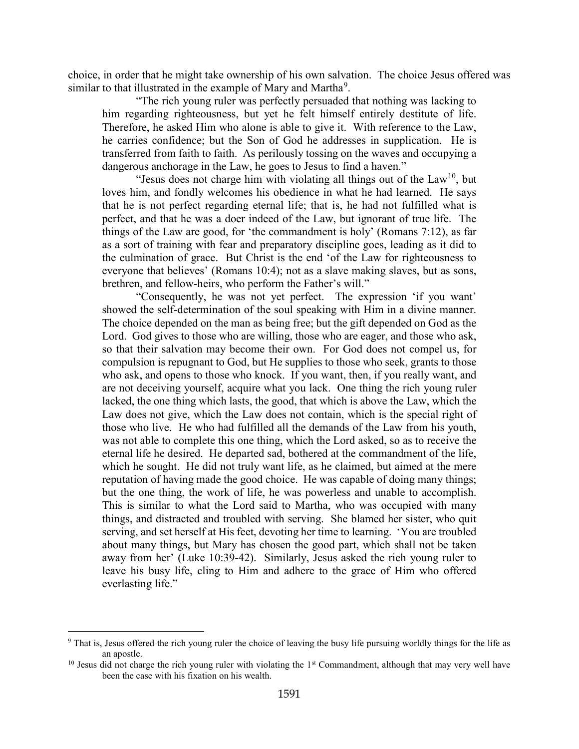choice, in order that he might take ownership of his own salvation. The choice Jesus offered was similar to that illustrated in the example of Mary and Martha[9].

> "The rich young ruler was perfectly persuaded that nothing was lacking to him regarding righteousness, but yet he felt himself entirely destitute of life. Therefore, he asked Him who alone is able to give it. With reference to the Law, he carries confidence; but the Son of God he addresses in supplication. He is transferred from faith to faith. As perilously tossing on the waves and occupying a dangerous anchorage in the Law, he goes to Jesus to find a haven."
>
> "Jesus does not charge him with violating all things out of the Law[10], but loves him, and fondly welcomes his obedience in what he had learned. He says that he is not perfect regarding eternal life; that is, he had not fulfilled what is perfect, and that he was a doer indeed of the Law, but ignorant of true life. The things of the Law are good, for 'the commandment is holy' (Romans 7:12), as far as a sort of training with fear and preparatory discipline goes, leading as it did to the culmination of grace. But Christ is the end 'of the Law for righteousness to everyone that believes' (Romans 10:4); not as a slave making slaves, but as sons, brethren, and fellow-heirs, who perform the Father's will."
>
> "Consequently, he was not yet perfect. The expression 'if you want' showed the self-determination of the soul speaking with Him in a divine manner. The choice depended on the man as being free; but the gift depended on God as the Lord. God gives to those who are willing, those who are eager, and those who ask, so that their salvation may become their own. For God does not compel us, for compulsion is repugnant to God, but He supplies to those who seek, grants to those who ask, and opens to those who knock. If you want, then, if you really want, and are not deceiving yourself, acquire what you lack. One thing the rich young ruler lacked, the one thing which lasts, the good, that which is above the Law, which the Law does not give, which the Law does not contain, which is the special right of those who live. He who had fulfilled all the demands of the Law from his youth, was not able to complete this one thing, which the Lord asked, so as to receive the eternal life he desired. He departed sad, bothered at the commandment of the life, which he sought. He did not truly want life, as he claimed, but aimed at the mere reputation of having made the good choice. He was capable of doing many things; but the one thing, the work of life, he was powerless and unable to accomplish. This is similar to what the Lord said to Martha, who was occupied with many things, and distracted and troubled with serving. She blamed her sister, who quit serving, and set herself at His feet, devoting her time to learning. 'You are troubled about many things, but Mary has chosen the good part, which shall not be taken away from her' (Luke 10:39-42). Similarly, Jesus asked the rich young ruler to leave his busy life, cling to Him and adhere to the grace of Him who offered everlasting life."

---

[9] That is, Jesus offered the rich young ruler the choice of leaving the busy life pursuing worldly things for the life as an apostle.

[10] Jesus did not charge the rich young ruler with violating the 1st Commandment, although that may very well have been the case with his fixation on his wealth.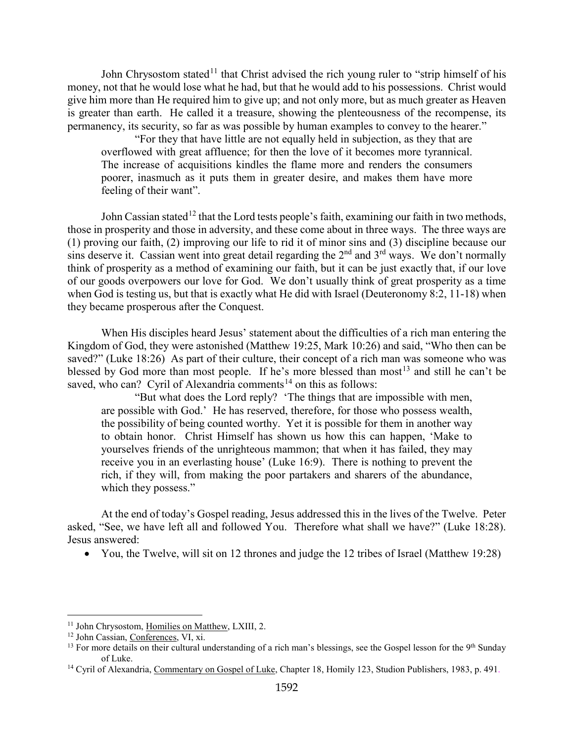John Chrysostom stated[11] that Christ advised the rich young ruler to "strip himself of his money, not that he would lose what he had, but that he would add to his possessions. Christ would give him more than He required him to give up; and not only more, but as much greater as Heaven is greater than earth. He called it a treasure, showing the plenteousness of the recompense, its permanency, its security, so far as was possible by human examples to convey to the hearer."

> "For they that have little are not equally held in subjection, as they that are overflowed with great affluence; for then the love of it becomes more tyrannical. The increase of acquisitions kindles the flame more and renders the consumers poorer, inasmuch as it puts them in greater desire, and makes them have more feeling of their want".

John Cassian stated[12] that the Lord tests people's faith, examining our faith in two methods, those in prosperity and those in adversity, and these come about in three ways. The three ways are (1) proving our faith, (2) improving our life to rid it of minor sins and (3) discipline because our sins deserve it. Cassian went into great detail regarding the 2nd and 3rd ways. We don't normally think of prosperity as a method of examining our faith, but it can be just exactly that, if our love of our goods overpowers our love for God. We don't usually think of great prosperity as a time when God is testing us, but that is exactly what He did with Israel (Deuteronomy 8:2, 11-18) when they became prosperous after the Conquest.

When His disciples heard Jesus' statement about the difficulties of a rich man entering the Kingdom of God, they were astonished (Matthew 19:25, Mark 10:26) and said, "Who then can be saved?" (Luke 18:26) As part of their culture, their concept of a rich man was someone who was blessed by God more than most people. If he's more blessed than most[13] and still he can't be saved, who can? Cyril of Alexandria comments[14] on this as follows:

> "But what does the Lord reply? 'The things that are impossible with men, are possible with God.' He has reserved, therefore, for those who possess wealth, the possibility of being counted worthy. Yet it is possible for them in another way to obtain honor. Christ Himself has shown us how this can happen, 'Make to yourselves friends of the unrighteous mammon; that when it has failed, they may receive you in an everlasting house' (Luke 16:9). There is nothing to prevent the rich, if they will, from making the poor partakers and sharers of the abundance, which they possess."

At the end of today's Gospel reading, Jesus addressed this in the lives of the Twelve. Peter asked, "See, we have left all and followed You. Therefore what shall we have?" (Luke 18:28). Jesus answered:

- You, the Twelve, will sit on 12 thrones and judge the 12 tribes of Israel (Matthew 19:28)

---

[11] John Chrysostom, Homilies on Matthew, LXIII, 2.

[12] John Cassian, Conferences, VI, xi.

[13] For more details on their cultural understanding of a rich man's blessings, see the Gospel lesson for the 9th Sunday of Luke.

[14] Cyril of Alexandria, Commentary on Gospel of Luke, Chapter 18, Homily 123, Studion Publishers, 1983, p. 491.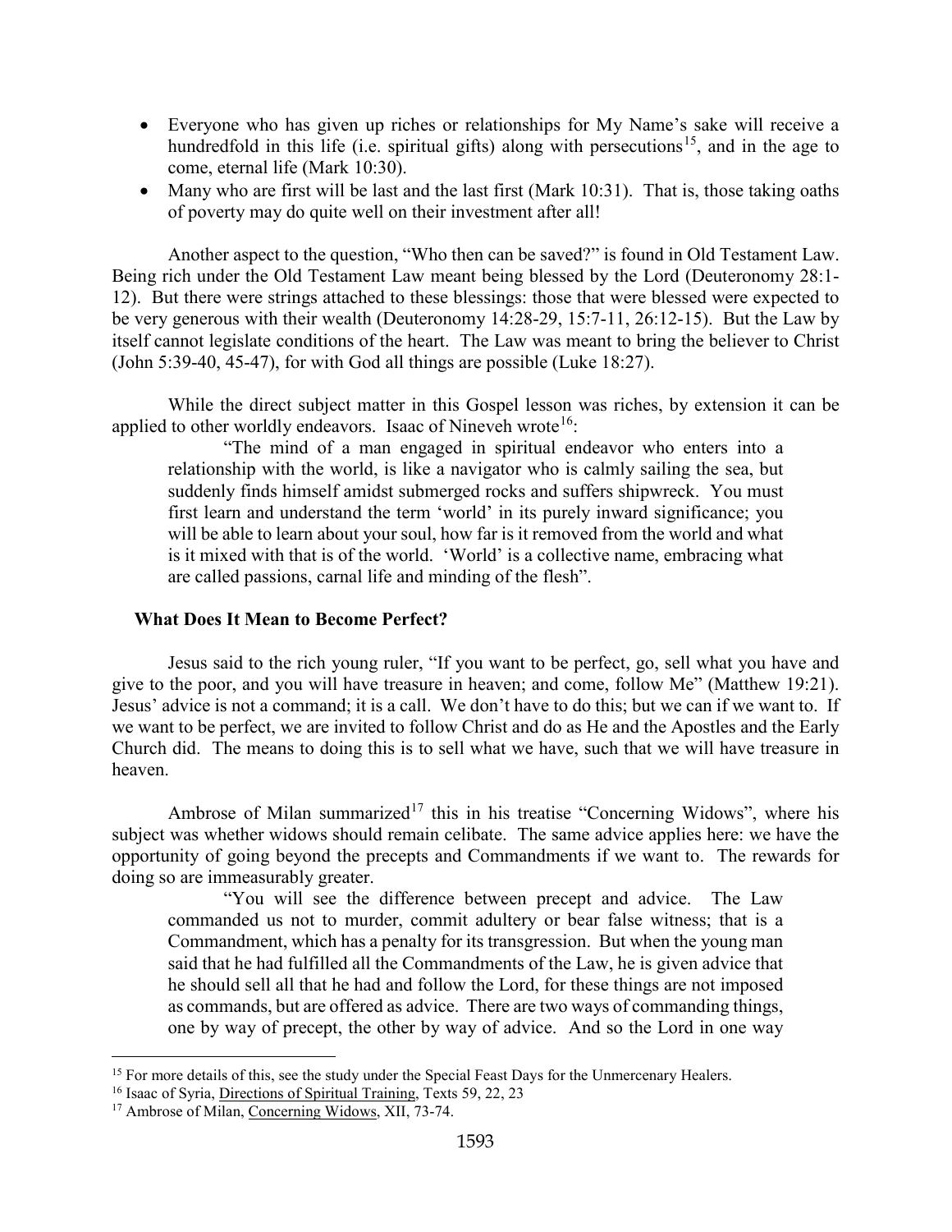- Everyone who has given up riches or relationships for My Name's sake will receive a hundredfold in this life (i.e. spiritual gifts) along with persecutions[15], and in the age to come, eternal life (Mark 10:30).
- Many who are first will be last and the last first (Mark 10:31). That is, those taking oaths of poverty may do quite well on their investment after all!

Another aspect to the question, "Who then can be saved?" is found in Old Testament Law. Being rich under the Old Testament Law meant being blessed by the Lord (Deuteronomy 28:1-12). But there were strings attached to these blessings: those that were blessed were expected to be very generous with their wealth (Deuteronomy 14:28-29, 15:7-11, 26:12-15). But the Law by itself cannot legislate conditions of the heart. The Law was meant to bring the believer to Christ (John 5:39-40, 45-47), for with God all things are possible (Luke 18:27).

While the direct subject matter in this Gospel lesson was riches, by extension it can be applied to other worldly endeavors. Isaac of Nineveh wrote[16]:

> "The mind of a man engaged in spiritual endeavor who enters into a relationship with the world, is like a navigator who is calmly sailing the sea, but suddenly finds himself amidst submerged rocks and suffers shipwreck. You must first learn and understand the term 'world' in its purely inward significance; you will be able to learn about your soul, how far is it removed from the world and what is it mixed with that is of the world. 'World' is a collective name, embracing what are called passions, carnal life and minding of the flesh".

### What Does It Mean to Become Perfect?

Jesus said to the rich young ruler, "If you want to be perfect, go, sell what you have and give to the poor, and you will have treasure in heaven; and come, follow Me" (Matthew 19:21). Jesus' advice is not a command; it is a call. We don't have to do this; but we can if we want to. If we want to be perfect, we are invited to follow Christ and do as He and the Apostles and the Early Church did. The means to doing this is to sell what we have, such that we will have treasure in heaven.

Ambrose of Milan summarized[17] this in his treatise "Concerning Widows", where his subject was whether widows should remain celibate. The same advice applies here: we have the opportunity of going beyond the precepts and Commandments if we want to. The rewards for doing so are immeasurably greater.

> "You will see the difference between precept and advice. The Law commanded us not to murder, commit adultery or bear false witness; that is a Commandment, which has a penalty for its transgression. But when the young man said that he had fulfilled all the Commandments of the Law, he is given advice that he should sell all that he had and follow the Lord, for these things are not imposed as commands, but are offered as advice. There are two ways of commanding things, one by way of precept, the other by way of advice. And so the Lord in one way

---

[15] For more details of this, see the study under the Special Feast Days for the Unmercenary Healers.

[16] Isaac of Syria, Directions of Spiritual Training, Texts 59, 22, 23

[17] Ambrose of Milan, Concerning Widows, XII, 73-74.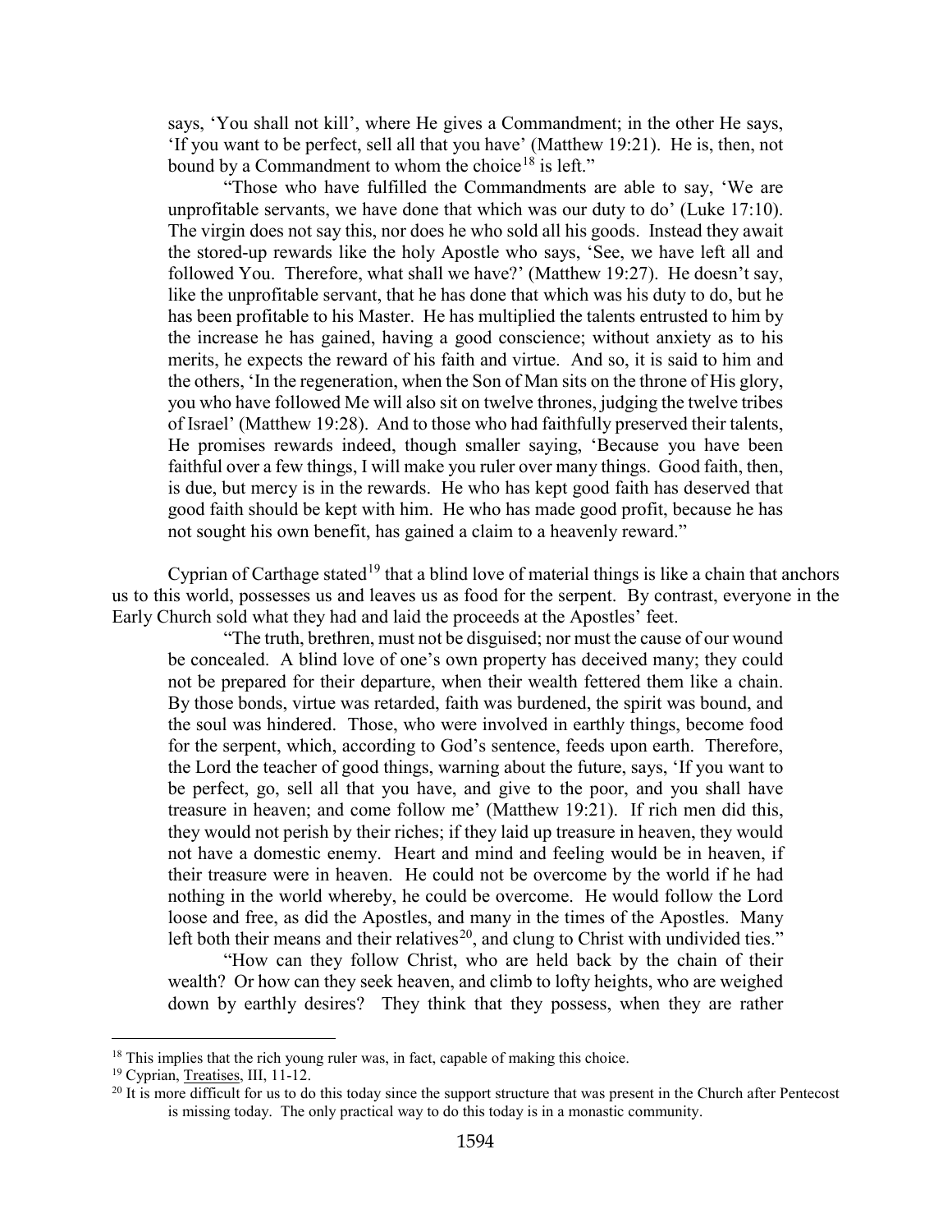says, 'You shall not kill', where He gives a Commandment; in the other He says, 'If you want to be perfect, sell all that you have' (Matthew 19:21). He is, then, not bound by a Commandment to whom the choice[18] is left."

"Those who have fulfilled the Commandments are able to say, 'We are unprofitable servants, we have done that which was our duty to do' (Luke 17:10). The virgin does not say this, nor does he who sold all his goods. Instead they await the stored-up rewards like the holy Apostle who says, 'See, we have left all and followed You. Therefore, what shall we have?' (Matthew 19:27). He doesn't say, like the unprofitable servant, that he has done that which was his duty to do, but he has been profitable to his Master. He has multiplied the talents entrusted to him by the increase he has gained, having a good conscience; without anxiety as to his merits, he expects the reward of his faith and virtue. And so, it is said to him and the others, 'In the regeneration, when the Son of Man sits on the throne of His glory, you who have followed Me will also sit on twelve thrones, judging the twelve tribes of Israel' (Matthew 19:28). And to those who had faithfully preserved their talents, He promises rewards indeed, though smaller saying, 'Because you have been faithful over a few things, I will make you ruler over many things. Good faith, then, is due, but mercy is in the rewards. He who has kept good faith has deserved that good faith should be kept with him. He who has made good profit, because he has not sought his own benefit, has gained a claim to a heavenly reward."

Cyprian of Carthage stated[19] that a blind love of material things is like a chain that anchors us to this world, possesses us and leaves us as food for the serpent. By contrast, everyone in the Early Church sold what they had and laid the proceeds at the Apostles' feet.

"The truth, brethren, must not be disguised; nor must the cause of our wound be concealed. A blind love of one's own property has deceived many; they could not be prepared for their departure, when their wealth fettered them like a chain. By those bonds, virtue was retarded, faith was burdened, the spirit was bound, and the soul was hindered. Those, who were involved in earthly things, become food for the serpent, which, according to God's sentence, feeds upon earth. Therefore, the Lord the teacher of good things, warning about the future, says, 'If you want to be perfect, go, sell all that you have, and give to the poor, and you shall have treasure in heaven; and come follow me' (Matthew 19:21). If rich men did this, they would not perish by their riches; if they laid up treasure in heaven, they would not have a domestic enemy. Heart and mind and feeling would be in heaven, if their treasure were in heaven. He could not be overcome by the world if he had nothing in the world whereby, he could be overcome. He would follow the Lord loose and free, as did the Apostles, and many in the times of the Apostles. Many left both their means and their relatives[20], and clung to Christ with undivided ties."

"How can they follow Christ, who are held back by the chain of their wealth? Or how can they seek heaven, and climb to lofty heights, who are weighed down by earthly desires? They think that they possess, when they are rather

---

[18] This implies that the rich young ruler was, in fact, capable of making this choice.

[19] Cyprian, Treatises, III, 11-12.

[20] It is more difficult for us to do this today since the support structure that was present in the Church after Pentecost is missing today. The only practical way to do this today is in a monastic community.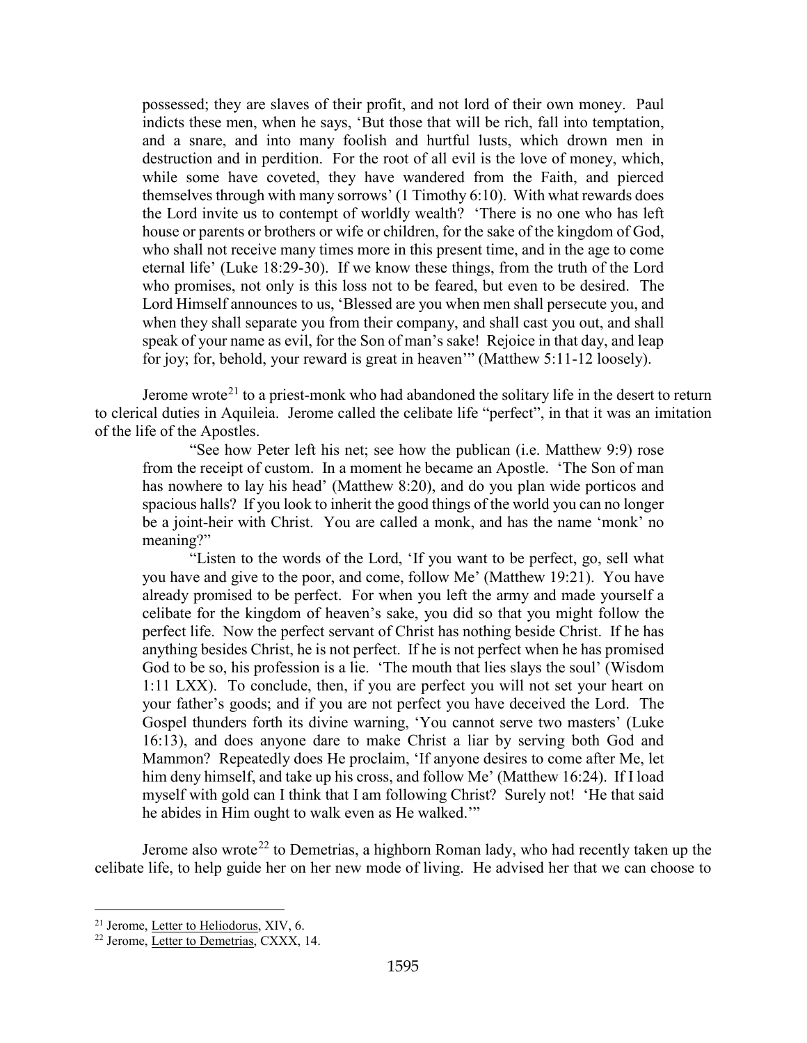> possessed; they are slaves of their profit, and not lord of their own money. Paul indicts these men, when he says, 'But those that will be rich, fall into temptation, and a snare, and into many foolish and hurtful lusts, which drown men in destruction and in perdition. For the root of all evil is the love of money, which, while some have coveted, they have wandered from the Faith, and pierced themselves through with many sorrows' (1 Timothy 6:10). With what rewards does the Lord invite us to contempt of worldly wealth? 'There is no one who has left house or parents or brothers or wife or children, for the sake of the kingdom of God, who shall not receive many times more in this present time, and in the age to come eternal life' (Luke 18:29-30). If we know these things, from the truth of the Lord who promises, not only is this loss not to be feared, but even to be desired. The Lord Himself announces to us, 'Blessed are you when men shall persecute you, and when they shall separate you from their company, and shall cast you out, and shall speak of your name as evil, for the Son of man's sake! Rejoice in that day, and leap for joy; for, behold, your reward is great in heaven'" (Matthew 5:11-12 loosely).

Jerome wrote[21] to a priest-monk who had abandoned the solitary life in the desert to return to clerical duties in Aquileia. Jerome called the celibate life "perfect", in that it was an imitation of the life of the Apostles.

> "See how Peter left his net; see how the publican (i.e. Matthew 9:9) rose from the receipt of custom. In a moment he became an Apostle. 'The Son of man has nowhere to lay his head' (Matthew 8:20), and do you plan wide porticos and spacious halls? If you look to inherit the good things of the world you can no longer be a joint-heir with Christ. You are called a monk, and has the name 'monk' no meaning?"
>
> "Listen to the words of the Lord, 'If you want to be perfect, go, sell what you have and give to the poor, and come, follow Me' (Matthew 19:21). You have already promised to be perfect. For when you left the army and made yourself a celibate for the kingdom of heaven's sake, you did so that you might follow the perfect life. Now the perfect servant of Christ has nothing beside Christ. If he has anything besides Christ, he is not perfect. If he is not perfect when he has promised God to be so, his profession is a lie. 'The mouth that lies slays the soul' (Wisdom 1:11 LXX). To conclude, then, if you are perfect you will not set your heart on your father's goods; and if you are not perfect you have deceived the Lord. The Gospel thunders forth its divine warning, 'You cannot serve two masters' (Luke 16:13), and does anyone dare to make Christ a liar by serving both God and Mammon? Repeatedly does He proclaim, 'If anyone desires to come after Me, let him deny himself, and take up his cross, and follow Me' (Matthew 16:24). If I load myself with gold can I think that I am following Christ? Surely not! 'He that said he abides in Him ought to walk even as He walked.'"

Jerome also wrote[22] to Demetrias, a highborn Roman lady, who had recently taken up the celibate life, to help guide her on her new mode of living. He advised her that we can choose to

---

[21] Jerome, Letter to Heliodorus, XIV, 6.

[22] Jerome, Letter to Demetrias, CXXX, 14.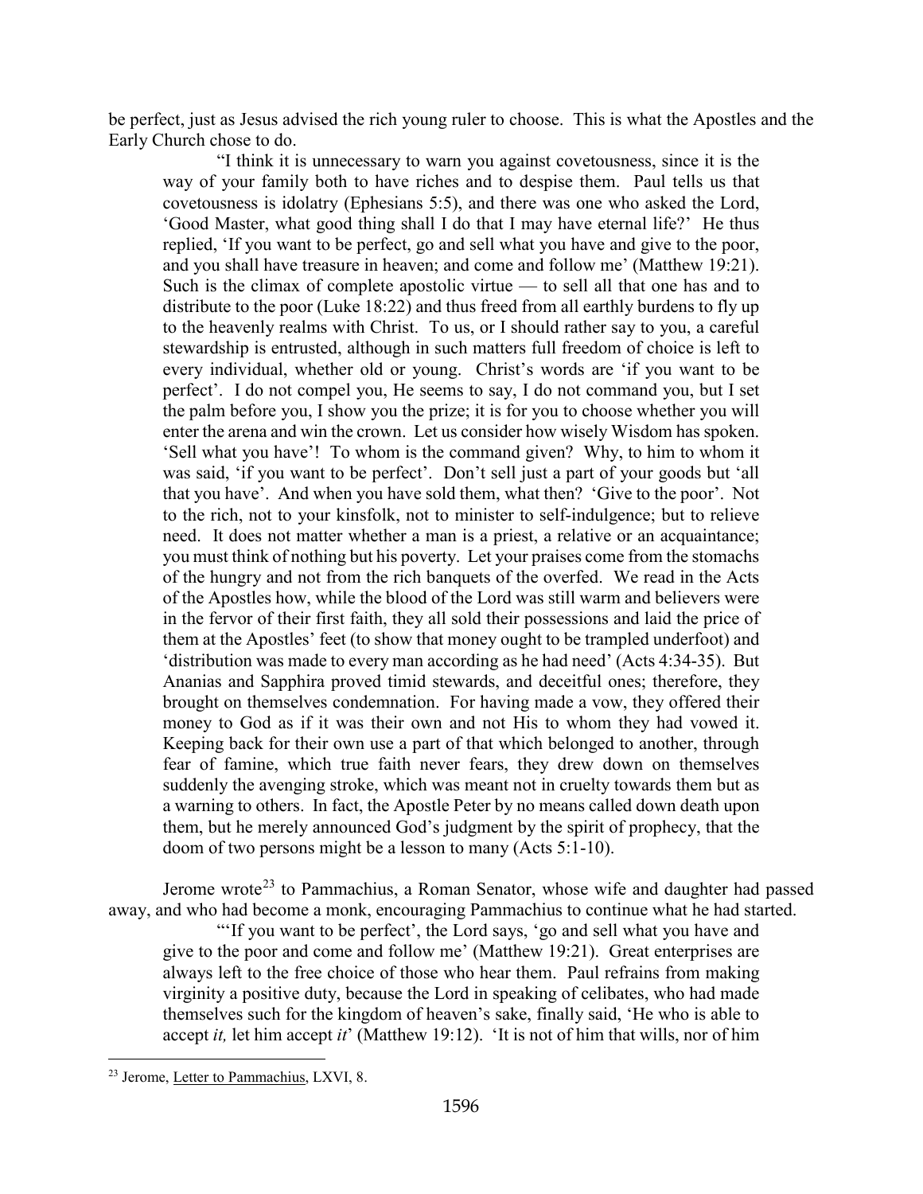be perfect, just as Jesus advised the rich young ruler to choose. This is what the Apostles and the Early Church chose to do.

> "I think it is unnecessary to warn you against covetousness, since it is the way of your family both to have riches and to despise them. Paul tells us that covetousness is idolatry (Ephesians 5:5), and there was one who asked the Lord, 'Good Master, what good thing shall I do that I may have eternal life?' He thus replied, 'If you want to be perfect, go and sell what you have and give to the poor, and you shall have treasure in heaven; and come and follow me' (Matthew 19:21). Such is the climax of complete apostolic virtue — to sell all that one has and to distribute to the poor (Luke 18:22) and thus freed from all earthly burdens to fly up to the heavenly realms with Christ. To us, or I should rather say to you, a careful stewardship is entrusted, although in such matters full freedom of choice is left to every individual, whether old or young. Christ's words are 'if you want to be perfect'. I do not compel you, He seems to say, I do not command you, but I set the palm before you, I show you the prize; it is for you to choose whether you will enter the arena and win the crown. Let us consider how wisely Wisdom has spoken. 'Sell what you have'! To whom is the command given? Why, to him to whom it was said, 'if you want to be perfect'. Don't sell just a part of your goods but 'all that you have'. And when you have sold them, what then? 'Give to the poor'. Not to the rich, not to your kinsfolk, not to minister to self-indulgence; but to relieve need. It does not matter whether a man is a priest, a relative or an acquaintance; you must think of nothing but his poverty. Let your praises come from the stomachs of the hungry and not from the rich banquets of the overfed. We read in the Acts of the Apostles how, while the blood of the Lord was still warm and believers were in the fervor of their first faith, they all sold their possessions and laid the price of them at the Apostles' feet (to show that money ought to be trampled underfoot) and 'distribution was made to every man according as he had need' (Acts 4:34-35). But Ananias and Sapphira proved timid stewards, and deceitful ones; therefore, they brought on themselves condemnation. For having made a vow, they offered their money to God as if it was their own and not His to whom they had vowed it. Keeping back for their own use a part of that which belonged to another, through fear of famine, which true faith never fears, they drew down on themselves suddenly the avenging stroke, which was meant not in cruelty towards them but as a warning to others. In fact, the Apostle Peter by no means called down death upon them, but he merely announced God's judgment by the spirit of prophecy, that the doom of two persons might be a lesson to many (Acts 5:1-10).

Jerome wrote[23] to Pammachius, a Roman Senator, whose wife and daughter had passed away, and who had become a monk, encouraging Pammachius to continue what he had started.

> "'If you want to be perfect', the Lord says, 'go and sell what you have and give to the poor and come and follow me' (Matthew 19:21). Great enterprises are always left to the free choice of those who hear them. Paul refrains from making virginity a positive duty, because the Lord in speaking of celibates, who had made themselves such for the kingdom of heaven's sake, finally said, 'He who is able to accept *it,* let him accept *it*' (Matthew 19:12). 'It is not of him that wills, nor of him

---

[23] Jerome, Letter to Pammachius, LXVI, 8.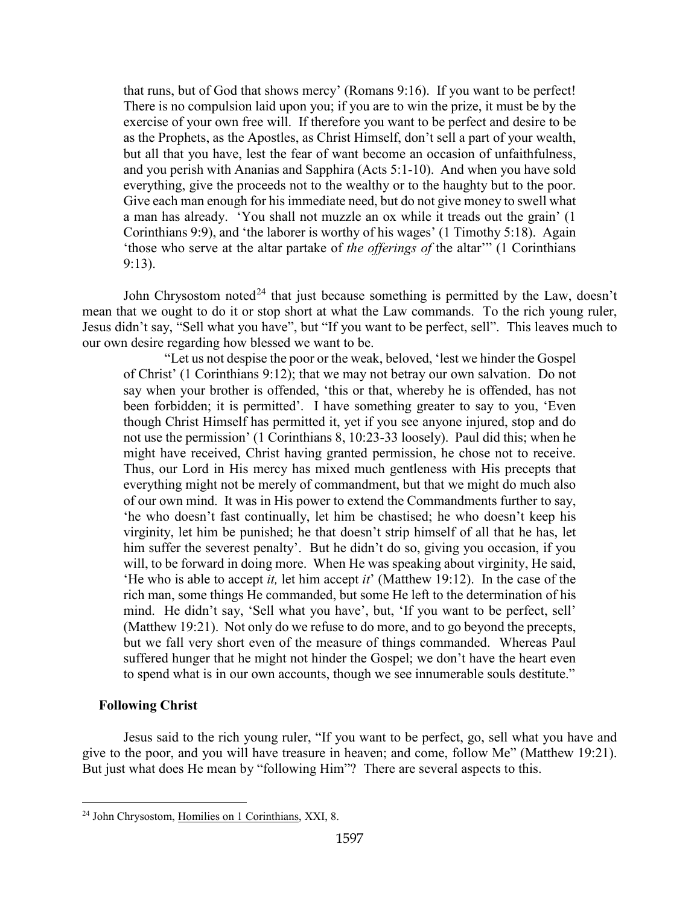that runs, but of God that shows mercy' (Romans 9:16). If you want to be perfect! There is no compulsion laid upon you; if you are to win the prize, it must be by the exercise of your own free will. If therefore you want to be perfect and desire to be as the Prophets, as the Apostles, as Christ Himself, don't sell a part of your wealth, but all that you have, lest the fear of want become an occasion of unfaithfulness, and you perish with Ananias and Sapphira (Acts 5:1-10). And when you have sold everything, give the proceeds not to the wealthy or to the haughty but to the poor. Give each man enough for his immediate need, but do not give money to swell what a man has already. 'You shall not muzzle an ox while it treads out the grain' (1 Corinthians 9:9), and 'the laborer is worthy of his wages' (1 Timothy 5:18). Again 'those who serve at the altar partake of *the offerings of* the altar'" (1 Corinthians 9:13).

John Chrysostom noted[24] that just because something is permitted by the Law, doesn't mean that we ought to do it or stop short at what the Law commands. To the rich young ruler, Jesus didn't say, "Sell what you have", but "If you want to be perfect, sell". This leaves much to our own desire regarding how blessed we want to be.

> "Let us not despise the poor or the weak, beloved, 'lest we hinder the Gospel of Christ' (1 Corinthians 9:12); that we may not betray our own salvation. Do not say when your brother is offended, 'this or that, whereby he is offended, has not been forbidden; it is permitted'. I have something greater to say to you, 'Even though Christ Himself has permitted it, yet if you see anyone injured, stop and do not use the permission' (1 Corinthians 8, 10:23-33 loosely). Paul did this; when he might have received, Christ having granted permission, he chose not to receive. Thus, our Lord in His mercy has mixed much gentleness with His precepts that everything might not be merely of commandment, but that we might do much also of our own mind. It was in His power to extend the Commandments further to say, 'he who doesn't fast continually, let him be chastised; he who doesn't keep his virginity, let him be punished; he that doesn't strip himself of all that he has, let him suffer the severest penalty'. But he didn't do so, giving you occasion, if you will, to be forward in doing more. When He was speaking about virginity, He said, 'He who is able to accept *it,* let him accept *it*' (Matthew 19:12). In the case of the rich man, some things He commanded, but some He left to the determination of his mind. He didn't say, 'Sell what you have', but, 'If you want to be perfect, sell' (Matthew 19:21). Not only do we refuse to do more, and to go beyond the precepts, but we fall very short even of the measure of things commanded. Whereas Paul suffered hunger that he might not hinder the Gospel; we don't have the heart even to spend what is in our own accounts, though we see innumerable souls destitute."

### Following Christ

Jesus said to the rich young ruler, "If you want to be perfect, go, sell what you have and give to the poor, and you will have treasure in heaven; and come, follow Me" (Matthew 19:21). But just what does He mean by "following Him"? There are several aspects to this.

---

[24] John Chrysostom, Homilies on 1 Corinthians, XXI, 8.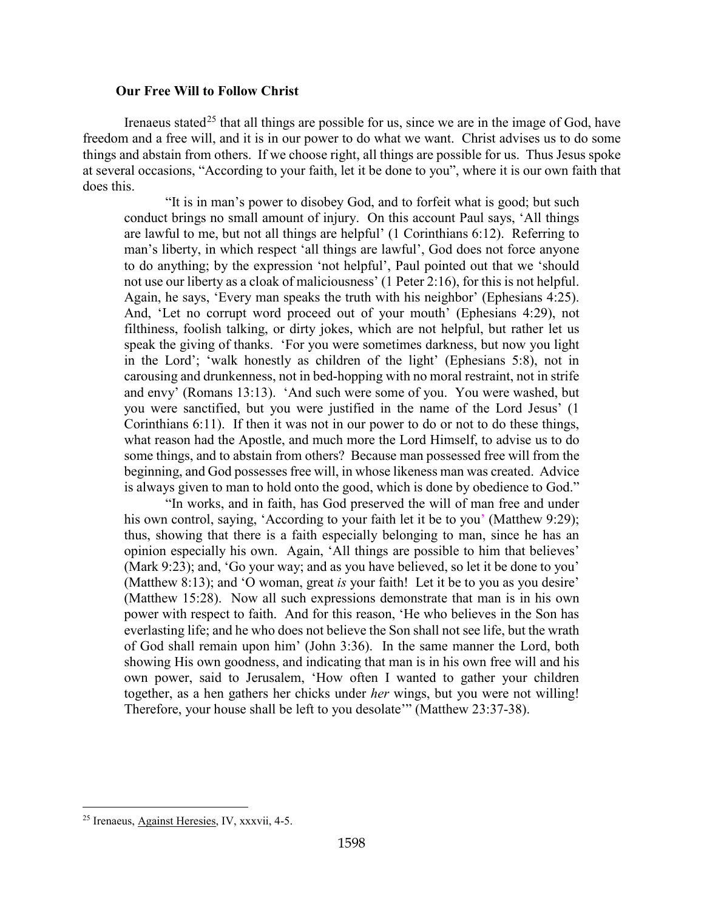### Our Free Will to Follow Christ

Irenaeus stated[25] that all things are possible for us, since we are in the image of God, have freedom and a free will, and it is in our power to do what we want. Christ advises us to do some things and abstain from others. If we choose right, all things are possible for us. Thus Jesus spoke at several occasions, "According to your faith, let it be done to you", where it is our own faith that does this.

> "It is in man's power to disobey God, and to forfeit what is good; but such conduct brings no small amount of injury. On this account Paul says, 'All things are lawful to me, but not all things are helpful' (1 Corinthians 6:12). Referring to man's liberty, in which respect 'all things are lawful', God does not force anyone to do anything; by the expression 'not helpful', Paul pointed out that we 'should not use our liberty as a cloak of maliciousness' (1 Peter 2:16), for this is not helpful. Again, he says, 'Every man speaks the truth with his neighbor' (Ephesians 4:25). And, 'Let no corrupt word proceed out of your mouth' (Ephesians 4:29), not filthiness, foolish talking, or dirty jokes, which are not helpful, but rather let us speak the giving of thanks. 'For you were sometimes darkness, but now you light in the Lord'; 'walk honestly as children of the light' (Ephesians 5:8), not in carousing and drunkenness, not in bed-hopping with no moral restraint, not in strife and envy' (Romans 13:13). 'And such were some of you. You were washed, but you were sanctified, but you were justified in the name of the Lord Jesus' (1 Corinthians 6:11). If then it was not in our power to do or not to do these things, what reason had the Apostle, and much more the Lord Himself, to advise us to do some things, and to abstain from others? Because man possessed free will from the beginning, and God possesses free will, in whose likeness man was created. Advice is always given to man to hold onto the good, which is done by obedience to God."
>
> "In works, and in faith, has God preserved the will of man free and under his own control, saying, 'According to your faith let it be to you' (Matthew 9:29); thus, showing that there is a faith especially belonging to man, since he has an opinion especially his own. Again, 'All things are possible to him that believes' (Mark 9:23); and, 'Go your way; and as you have believed, so let it be done to you' (Matthew 8:13); and 'O woman, great *is* your faith! Let it be to you as you desire' (Matthew 15:28). Now all such expressions demonstrate that man is in his own power with respect to faith. And for this reason, 'He who believes in the Son has everlasting life; and he who does not believe the Son shall not see life, but the wrath of God shall remain upon him' (John 3:36). In the same manner the Lord, both showing His own goodness, and indicating that man is in his own free will and his own power, said to Jerusalem, 'How often I wanted to gather your children together, as a hen gathers her chicks under *her* wings, but you were not willing! Therefore, your house shall be left to you desolate'" (Matthew 23:37-38).

---

[25] Irenaeus, Against Heresies, IV, xxxvii, 4-5.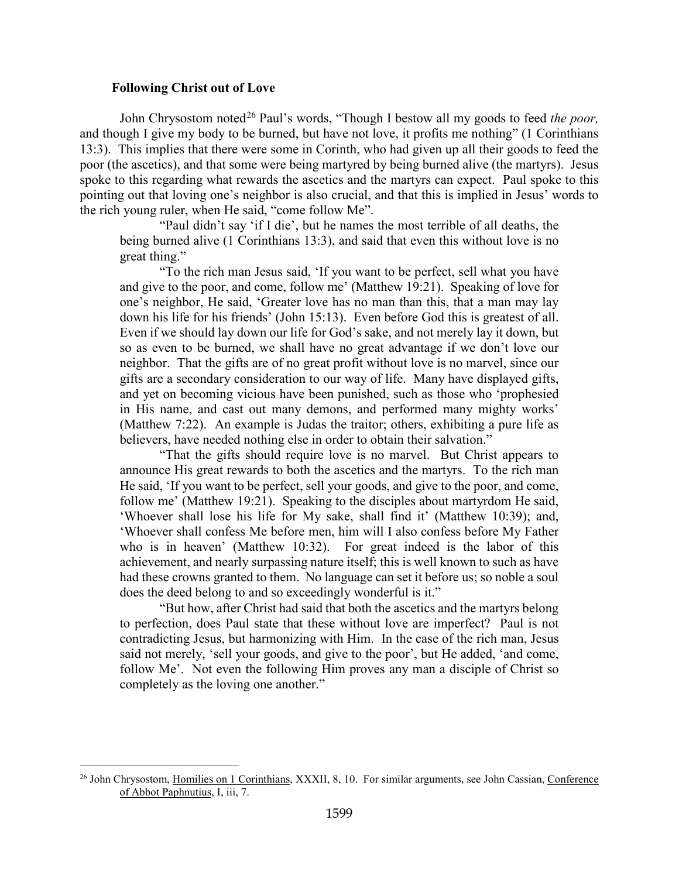### Following Christ out of Love

John Chrysostom noted[26] Paul's words, "Though I bestow all my goods to feed *the poor,* and though I give my body to be burned, but have not love, it profits me nothing" (1 Corinthians 13:3). This implies that there were some in Corinth, who had given up all their goods to feed the poor (the ascetics), and that some were being martyred by being burned alive (the martyrs). Jesus spoke to this regarding what rewards the ascetics and the martyrs can expect. Paul spoke to this pointing out that loving one's neighbor is also crucial, and that this is implied in Jesus' words to the rich young ruler, when He said, "come follow Me".

> "Paul didn't say 'if I die', but he names the most terrible of all deaths, the being burned alive (1 Corinthians 13:3), and said that even this without love is no great thing."
>
> "To the rich man Jesus said, 'If you want to be perfect, sell what you have and give to the poor, and come, follow me' (Matthew 19:21). Speaking of love for one's neighbor, He said, 'Greater love has no man than this, that a man may lay down his life for his friends' (John 15:13). Even before God this is greatest of all. Even if we should lay down our life for God's sake, and not merely lay it down, but so as even to be burned, we shall have no great advantage if we don't love our neighbor. That the gifts are of no great profit without love is no marvel, since our gifts are a secondary consideration to our way of life. Many have displayed gifts, and yet on becoming vicious have been punished, such as those who 'prophesied in His name, and cast out many demons, and performed many mighty works' (Matthew 7:22). An example is Judas the traitor; others, exhibiting a pure life as believers, have needed nothing else in order to obtain their salvation."
>
> "That the gifts should require love is no marvel. But Christ appears to announce His great rewards to both the ascetics and the martyrs. To the rich man He said, 'If you want to be perfect, sell your goods, and give to the poor, and come, follow me' (Matthew 19:21). Speaking to the disciples about martyrdom He said, 'Whoever shall lose his life for My sake, shall find it' (Matthew 10:39); and, 'Whoever shall confess Me before men, him will I also confess before My Father who is in heaven' (Matthew 10:32). For great indeed is the labor of this achievement, and nearly surpassing nature itself; this is well known to such as have had these crowns granted to them. No language can set it before us; so noble a soul does the deed belong to and so exceedingly wonderful is it."
>
> "But how, after Christ had said that both the ascetics and the martyrs belong to perfection, does Paul state that these without love are imperfect? Paul is not contradicting Jesus, but harmonizing with Him. In the case of the rich man, Jesus said not merely, 'sell your goods, and give to the poor', but He added, 'and come, follow Me'. Not even the following Him proves any man a disciple of Christ so completely as the loving one another."

---

[26] John Chrysostom, Homilies on 1 Corinthians, XXXII, 8, 10. For similar arguments, see John Cassian, Conference of Abbot Paphnutius, I, iii, 7.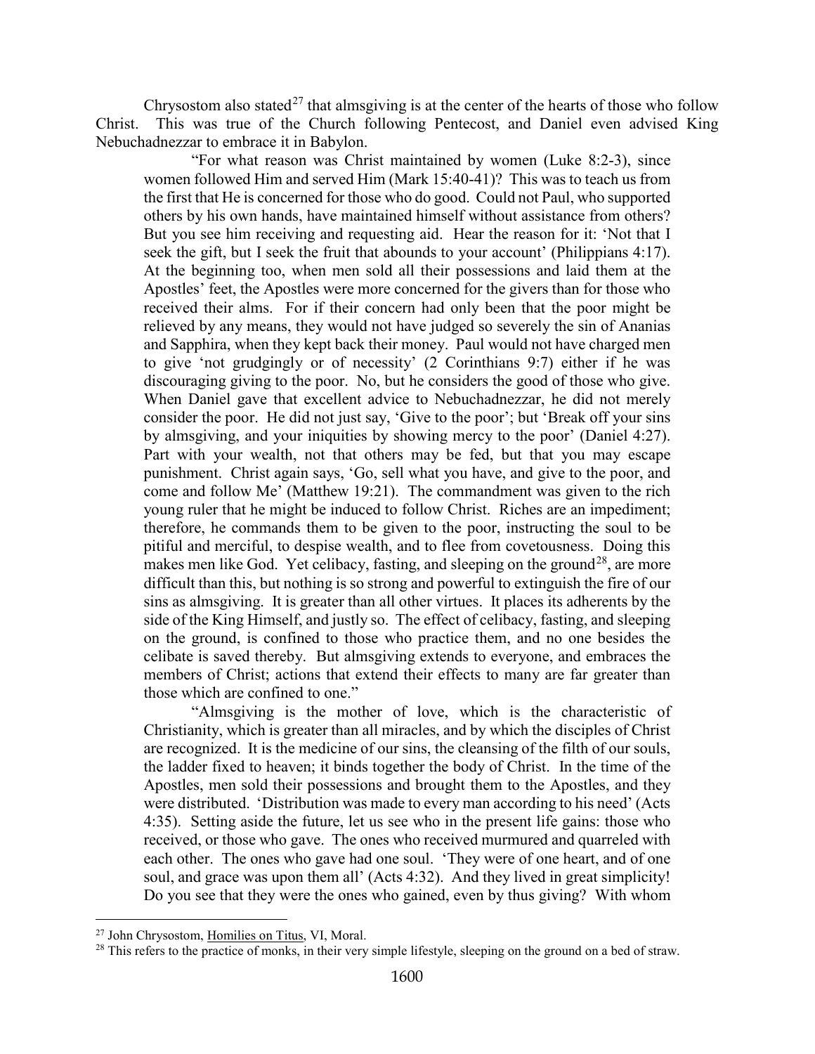Chrysostom also stated[27] that almsgiving is at the center of the hearts of those who follow Christ. This was true of the Church following Pentecost, and Daniel even advised King Nebuchadnezzar to embrace it in Babylon.

> "For what reason was Christ maintained by women (Luke 8:2-3), since women followed Him and served Him (Mark 15:40-41)? This was to teach us from the first that He is concerned for those who do good. Could not Paul, who supported others by his own hands, have maintained himself without assistance from others? But you see him receiving and requesting aid. Hear the reason for it: 'Not that I seek the gift, but I seek the fruit that abounds to your account' (Philippians 4:17). At the beginning too, when men sold all their possessions and laid them at the Apostles' feet, the Apostles were more concerned for the givers than for those who received their alms. For if their concern had only been that the poor might be relieved by any means, they would not have judged so severely the sin of Ananias and Sapphira, when they kept back their money. Paul would not have charged men to give 'not grudgingly or of necessity' (2 Corinthians 9:7) either if he was discouraging giving to the poor. No, but he considers the good of those who give. When Daniel gave that excellent advice to Nebuchadnezzar, he did not merely consider the poor. He did not just say, 'Give to the poor'; but 'Break off your sins by almsgiving, and your iniquities by showing mercy to the poor' (Daniel 4:27). Part with your wealth, not that others may be fed, but that you may escape punishment. Christ again says, 'Go, sell what you have, and give to the poor, and come and follow Me' (Matthew 19:21). The commandment was given to the rich young ruler that he might be induced to follow Christ. Riches are an impediment; therefore, he commands them to be given to the poor, instructing the soul to be pitiful and merciful, to despise wealth, and to flee from covetousness. Doing this makes men like God. Yet celibacy, fasting, and sleeping on the ground[28], are more difficult than this, but nothing is so strong and powerful to extinguish the fire of our sins as almsgiving. It is greater than all other virtues. It places its adherents by the side of the King Himself, and justly so. The effect of celibacy, fasting, and sleeping on the ground, is confined to those who practice them, and no one besides the celibate is saved thereby. But almsgiving extends to everyone, and embraces the members of Christ; actions that extend their effects to many are far greater than those which are confined to one."
>
> "Almsgiving is the mother of love, which is the characteristic of Christianity, which is greater than all miracles, and by which the disciples of Christ are recognized. It is the medicine of our sins, the cleansing of the filth of our souls, the ladder fixed to heaven; it binds together the body of Christ. In the time of the Apostles, men sold their possessions and brought them to the Apostles, and they were distributed. 'Distribution was made to every man according to his need' (Acts 4:35). Setting aside the future, let us see who in the present life gains: those who received, or those who gave. The ones who received murmured and quarreled with each other. The ones who gave had one soul. 'They were of one heart, and of one soul, and grace was upon them all' (Acts 4:32). And they lived in great simplicity! Do you see that they were the ones who gained, even by thus giving? With whom

---

[27] John Chrysostom, Homilies on Titus, VI, Moral.

[28] This refers to the practice of monks, in their very simple lifestyle, sleeping on the ground on a bed of straw.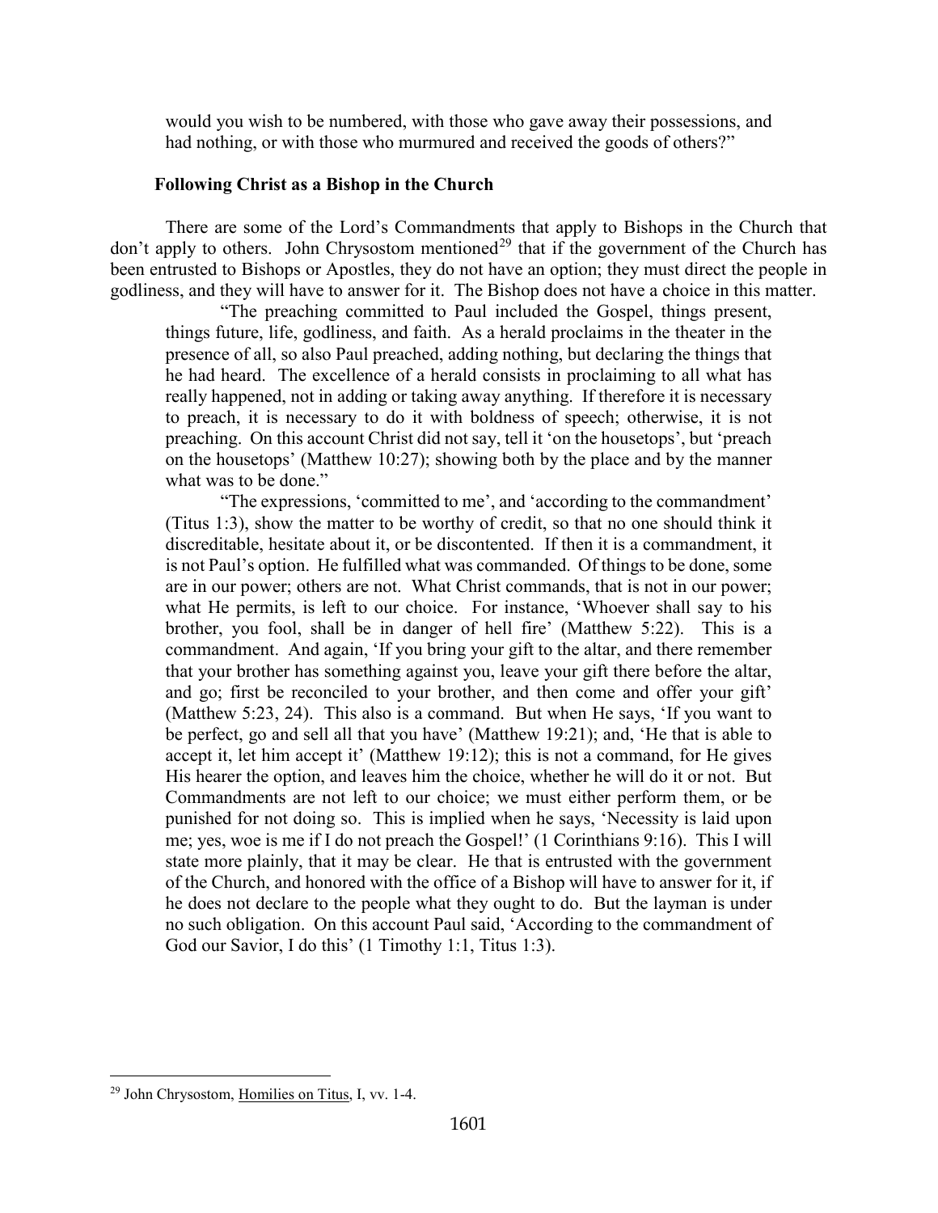would you wish to be numbered, with those who gave away their possessions, and had nothing, or with those who murmured and received the goods of others?"

### Following Christ as a Bishop in the Church

There are some of the Lord's Commandments that apply to Bishops in the Church that don't apply to others. John Chrysostom mentioned[29] that if the government of the Church has been entrusted to Bishops or Apostles, they do not have an option; they must direct the people in godliness, and they will have to answer for it. The Bishop does not have a choice in this matter.

> "The preaching committed to Paul included the Gospel, things present, things future, life, godliness, and faith. As a herald proclaims in the theater in the presence of all, so also Paul preached, adding nothing, but declaring the things that he had heard. The excellence of a herald consists in proclaiming to all what has really happened, not in adding or taking away anything. If therefore it is necessary to preach, it is necessary to do it with boldness of speech; otherwise, it is not preaching. On this account Christ did not say, tell it 'on the housetops', but 'preach on the housetops' (Matthew 10:27); showing both by the place and by the manner what was to be done."
>
> "The expressions, 'committed to me', and 'according to the commandment' (Titus 1:3), show the matter to be worthy of credit, so that no one should think it discreditable, hesitate about it, or be discontented. If then it is a commandment, it is not Paul's option. He fulfilled what was commanded. Of things to be done, some are in our power; others are not. What Christ commands, that is not in our power; what He permits, is left to our choice. For instance, 'Whoever shall say to his brother, you fool, shall be in danger of hell fire' (Matthew 5:22). This is a commandment. And again, 'If you bring your gift to the altar, and there remember that your brother has something against you, leave your gift there before the altar, and go; first be reconciled to your brother, and then come and offer your gift' (Matthew 5:23, 24). This also is a command. But when He says, 'If you want to be perfect, go and sell all that you have' (Matthew 19:21); and, 'He that is able to accept it, let him accept it' (Matthew 19:12); this is not a command, for He gives His hearer the option, and leaves him the choice, whether he will do it or not. But Commandments are not left to our choice; we must either perform them, or be punished for not doing so. This is implied when he says, 'Necessity is laid upon me; yes, woe is me if I do not preach the Gospel!' (1 Corinthians 9:16). This I will state more plainly, that it may be clear. He that is entrusted with the government of the Church, and honored with the office of a Bishop will have to answer for it, if he does not declare to the people what they ought to do. But the layman is under no such obligation. On this account Paul said, 'According to the commandment of God our Savior, I do this' (1 Timothy 1:1, Titus 1:3).

[29] John Chrysostom, Homilies on Titus, I, vv. 1-4.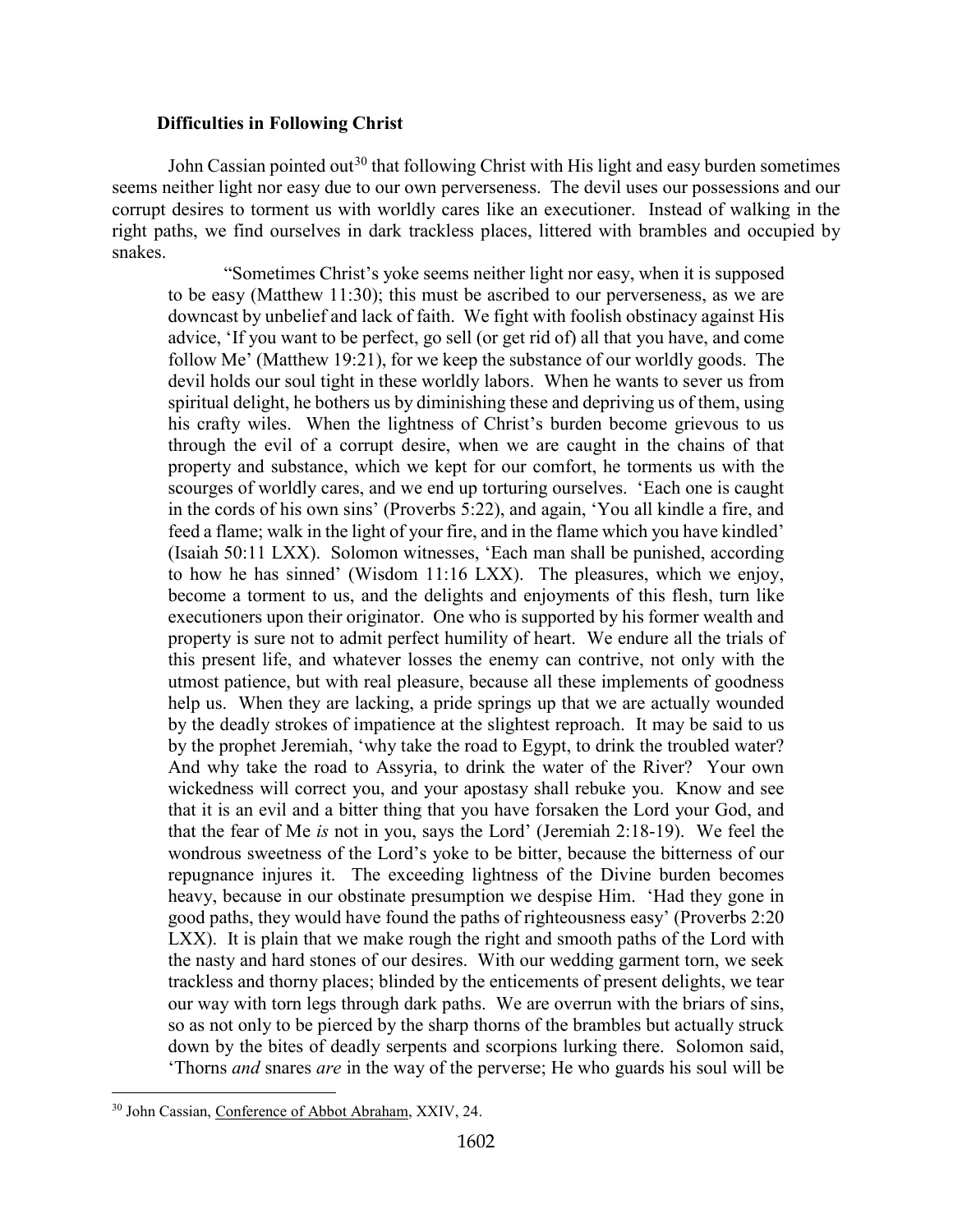### Difficulties in Following Christ

John Cassian pointed out[30] that following Christ with His light and easy burden sometimes seems neither light nor easy due to our own perverseness. The devil uses our possessions and our corrupt desires to torment us with worldly cares like an executioner. Instead of walking in the right paths, we find ourselves in dark trackless places, littered with brambles and occupied by snakes.

> "Sometimes Christ's yoke seems neither light nor easy, when it is supposed to be easy (Matthew 11:30); this must be ascribed to our perverseness, as we are downcast by unbelief and lack of faith. We fight with foolish obstinacy against His advice, 'If you want to be perfect, go sell (or get rid of) all that you have, and come follow Me' (Matthew 19:21), for we keep the substance of our worldly goods. The devil holds our soul tight in these worldly labors. When he wants to sever us from spiritual delight, he bothers us by diminishing these and depriving us of them, using his crafty wiles. When the lightness of Christ's burden become grievous to us through the evil of a corrupt desire, when we are caught in the chains of that property and substance, which we kept for our comfort, he torments us with the scourges of worldly cares, and we end up torturing ourselves. 'Each one is caught in the cords of his own sins' (Proverbs 5:22), and again, 'You all kindle a fire, and feed a flame; walk in the light of your fire, and in the flame which you have kindled' (Isaiah 50:11 LXX). Solomon witnesses, 'Each man shall be punished, according to how he has sinned' (Wisdom 11:16 LXX). The pleasures, which we enjoy, become a torment to us, and the delights and enjoyments of this flesh, turn like executioners upon their originator. One who is supported by his former wealth and property is sure not to admit perfect humility of heart. We endure all the trials of this present life, and whatever losses the enemy can contrive, not only with the utmost patience, but with real pleasure, because all these implements of goodness help us. When they are lacking, a pride springs up that we are actually wounded by the deadly strokes of impatience at the slightest reproach. It may be said to us by the prophet Jeremiah, 'why take the road to Egypt, to drink the troubled water? And why take the road to Assyria, to drink the water of the River? Your own wickedness will correct you, and your apostasy shall rebuke you. Know and see that it is an evil and a bitter thing that you have forsaken the Lord your God, and that the fear of Me *is* not in you, says the Lord' (Jeremiah 2:18-19). We feel the wondrous sweetness of the Lord's yoke to be bitter, because the bitterness of our repugnance injures it. The exceeding lightness of the Divine burden becomes heavy, because in our obstinate presumption we despise Him. 'Had they gone in good paths, they would have found the paths of righteousness easy' (Proverbs 2:20 LXX). It is plain that we make rough the right and smooth paths of the Lord with the nasty and hard stones of our desires. With our wedding garment torn, we seek trackless and thorny places; blinded by the enticements of present delights, we tear our way with torn legs through dark paths. We are overrun with the briars of sins, so as not only to be pierced by the sharp thorns of the brambles but actually struck down by the bites of deadly serpents and scorpions lurking there. Solomon said, 'Thorns *and* snares *are* in the way of the perverse; He who guards his soul will be

---

[30] John Cassian, Conference of Abbot Abraham, XXIV, 24.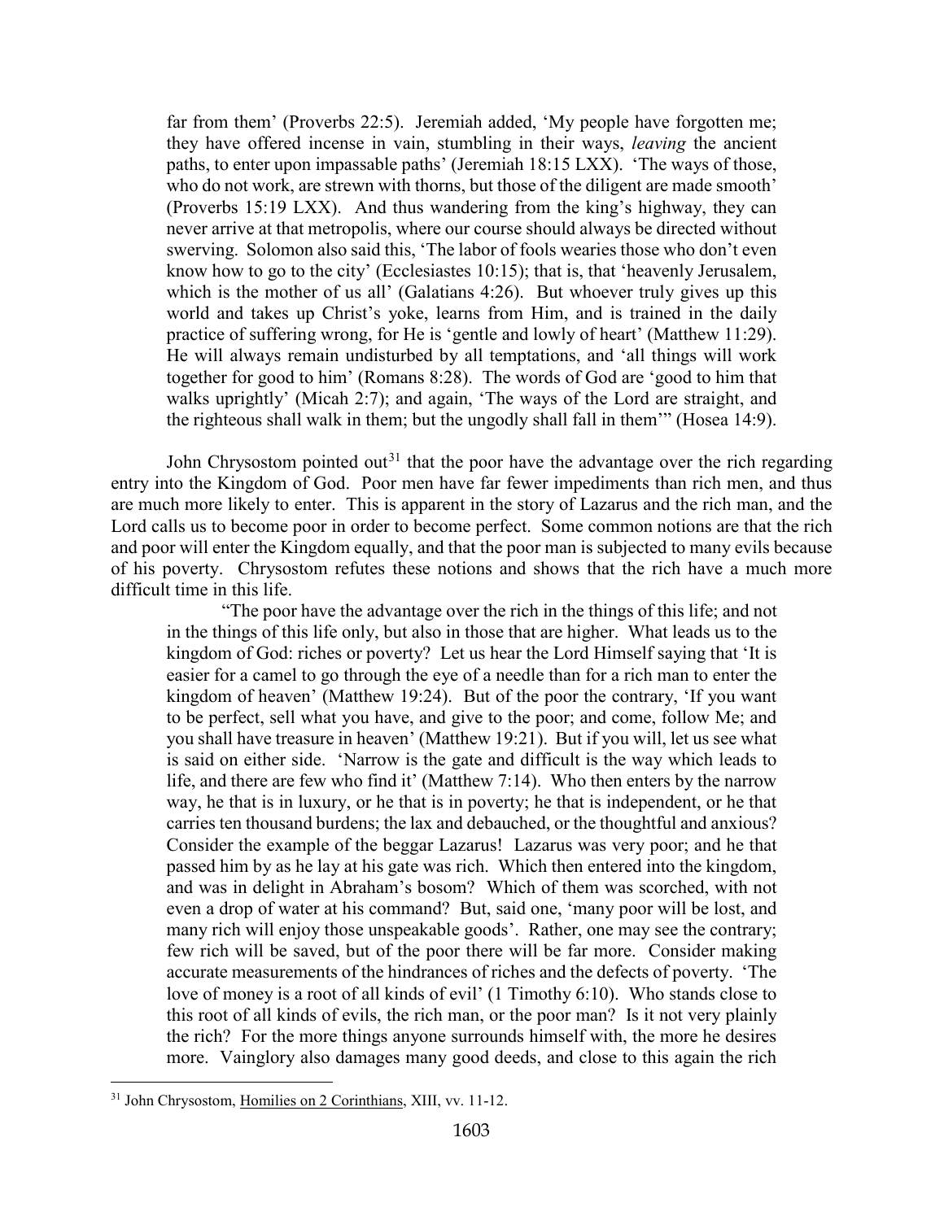far from them' (Proverbs 22:5). Jeremiah added, 'My people have forgotten me; they have offered incense in vain, stumbling in their ways, *leaving* the ancient paths, to enter upon impassable paths' (Jeremiah 18:15 LXX). 'The ways of those, who do not work, are strewn with thorns, but those of the diligent are made smooth' (Proverbs 15:19 LXX). And thus wandering from the king's highway, they can never arrive at that metropolis, where our course should always be directed without swerving. Solomon also said this, 'The labor of fools wearies those who don't even know how to go to the city' (Ecclesiastes 10:15); that is, that 'heavenly Jerusalem, which is the mother of us all' (Galatians 4:26). But whoever truly gives up this world and takes up Christ's yoke, learns from Him, and is trained in the daily practice of suffering wrong, for He is 'gentle and lowly of heart' (Matthew 11:29). He will always remain undisturbed by all temptations, and 'all things will work together for good to him' (Romans 8:28). The words of God are 'good to him that walks uprightly' (Micah 2:7); and again, 'The ways of the Lord are straight, and the righteous shall walk in them; but the ungodly shall fall in them'" (Hosea 14:9).

John Chrysostom pointed out[31] that the poor have the advantage over the rich regarding entry into the Kingdom of God. Poor men have far fewer impediments than rich men, and thus are much more likely to enter. This is apparent in the story of Lazarus and the rich man, and the Lord calls us to become poor in order to become perfect. Some common notions are that the rich and poor will enter the Kingdom equally, and that the poor man is subjected to many evils because of his poverty. Chrysostom refutes these notions and shows that the rich have a much more difficult time in this life.

"The poor have the advantage over the rich in the things of this life; and not in the things of this life only, but also in those that are higher. What leads us to the kingdom of God: riches or poverty? Let us hear the Lord Himself saying that 'It is easier for a camel to go through the eye of a needle than for a rich man to enter the kingdom of heaven' (Matthew 19:24). But of the poor the contrary, 'If you want to be perfect, sell what you have, and give to the poor; and come, follow Me; and you shall have treasure in heaven' (Matthew 19:21). But if you will, let us see what is said on either side. 'Narrow is the gate and difficult is the way which leads to life, and there are few who find it' (Matthew 7:14). Who then enters by the narrow way, he that is in luxury, or he that is in poverty; he that is independent, or he that carries ten thousand burdens; the lax and debauched, or the thoughtful and anxious? Consider the example of the beggar Lazarus! Lazarus was very poor; and he that passed him by as he lay at his gate was rich. Which then entered into the kingdom, and was in delight in Abraham's bosom? Which of them was scorched, with not even a drop of water at his command? But, said one, 'many poor will be lost, and many rich will enjoy those unspeakable goods'. Rather, one may see the contrary; few rich will be saved, but of the poor there will be far more. Consider making accurate measurements of the hindrances of riches and the defects of poverty. 'The love of money is a root of all kinds of evil' (1 Timothy 6:10). Who stands close to this root of all kinds of evils, the rich man, or the poor man? Is it not very plainly the rich? For the more things anyone surrounds himself with, the more he desires more. Vainglory also damages many good deeds, and close to this again the rich

[31] John Chrysostom, Homilies on 2 Corinthians, XIII, vv. 11-12.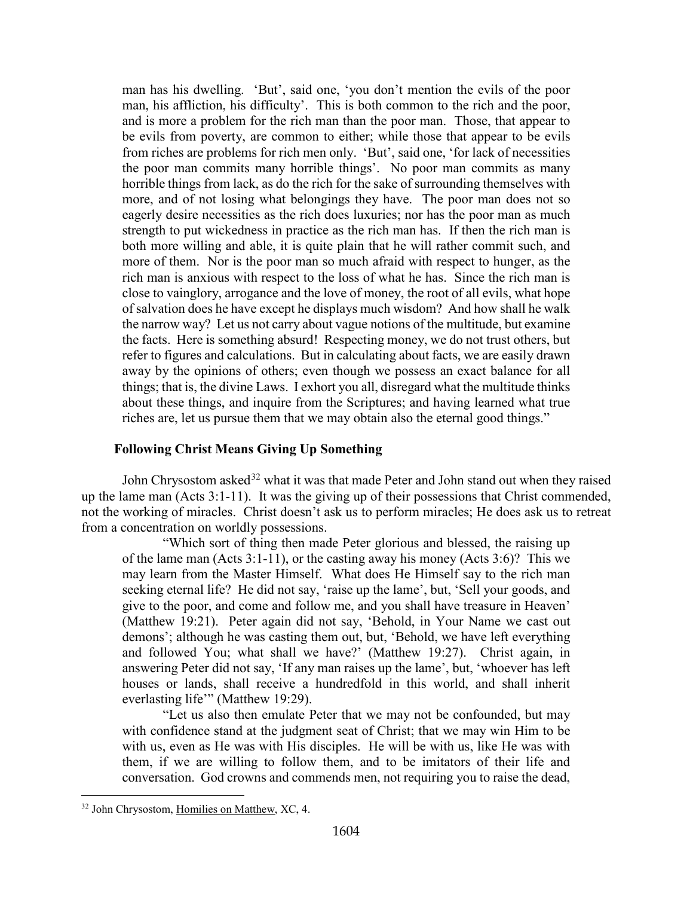man has his dwelling. 'But', said one, 'you don't mention the evils of the poor man, his affliction, his difficulty'. This is both common to the rich and the poor, and is more a problem for the rich man than the poor man. Those, that appear to be evils from poverty, are common to either; while those that appear to be evils from riches are problems for rich men only. 'But', said one, 'for lack of necessities the poor man commits many horrible things'. No poor man commits as many horrible things from lack, as do the rich for the sake of surrounding themselves with more, and of not losing what belongings they have. The poor man does not so eagerly desire necessities as the rich does luxuries; nor has the poor man as much strength to put wickedness in practice as the rich man has. If then the rich man is both more willing and able, it is quite plain that he will rather commit such, and more of them. Nor is the poor man so much afraid with respect to hunger, as the rich man is anxious with respect to the loss of what he has. Since the rich man is close to vainglory, arrogance and the love of money, the root of all evils, what hope of salvation does he have except he displays much wisdom? And how shall he walk the narrow way? Let us not carry about vague notions of the multitude, but examine the facts. Here is something absurd! Respecting money, we do not trust others, but refer to figures and calculations. But in calculating about facts, we are easily drawn away by the opinions of others; even though we possess an exact balance for all things; that is, the divine Laws. I exhort you all, disregard what the multitude thinks about these things, and inquire from the Scriptures; and having learned what true riches are, let us pursue them that we may obtain also the eternal good things."

### Following Christ Means Giving Up Something

John Chrysostom asked[32] what it was that made Peter and John stand out when they raised up the lame man (Acts 3:1-11). It was the giving up of their possessions that Christ commended, not the working of miracles. Christ doesn't ask us to perform miracles; He does ask us to retreat from a concentration on worldly possessions.

> "Which sort of thing then made Peter glorious and blessed, the raising up of the lame man (Acts 3:1-11), or the casting away his money (Acts 3:6)? This we may learn from the Master Himself. What does He Himself say to the rich man seeking eternal life? He did not say, 'raise up the lame', but, 'Sell your goods, and give to the poor, and come and follow me, and you shall have treasure in Heaven' (Matthew 19:21). Peter again did not say, 'Behold, in Your Name we cast out demons'; although he was casting them out, but, 'Behold, we have left everything and followed You; what shall we have?' (Matthew 19:27). Christ again, in answering Peter did not say, 'If any man raises up the lame', but, 'whoever has left houses or lands, shall receive a hundredfold in this world, and shall inherit everlasting life'" (Matthew 19:29).
>
> "Let us also then emulate Peter that we may not be confounded, but may with confidence stand at the judgment seat of Christ; that we may win Him to be with us, even as He was with His disciples. He will be with us, like He was with them, if we are willing to follow them, and to be imitators of their life and conversation. God crowns and commends men, not requiring you to raise the dead,

[32] John Chrysostom, Homilies on Matthew, XC, 4.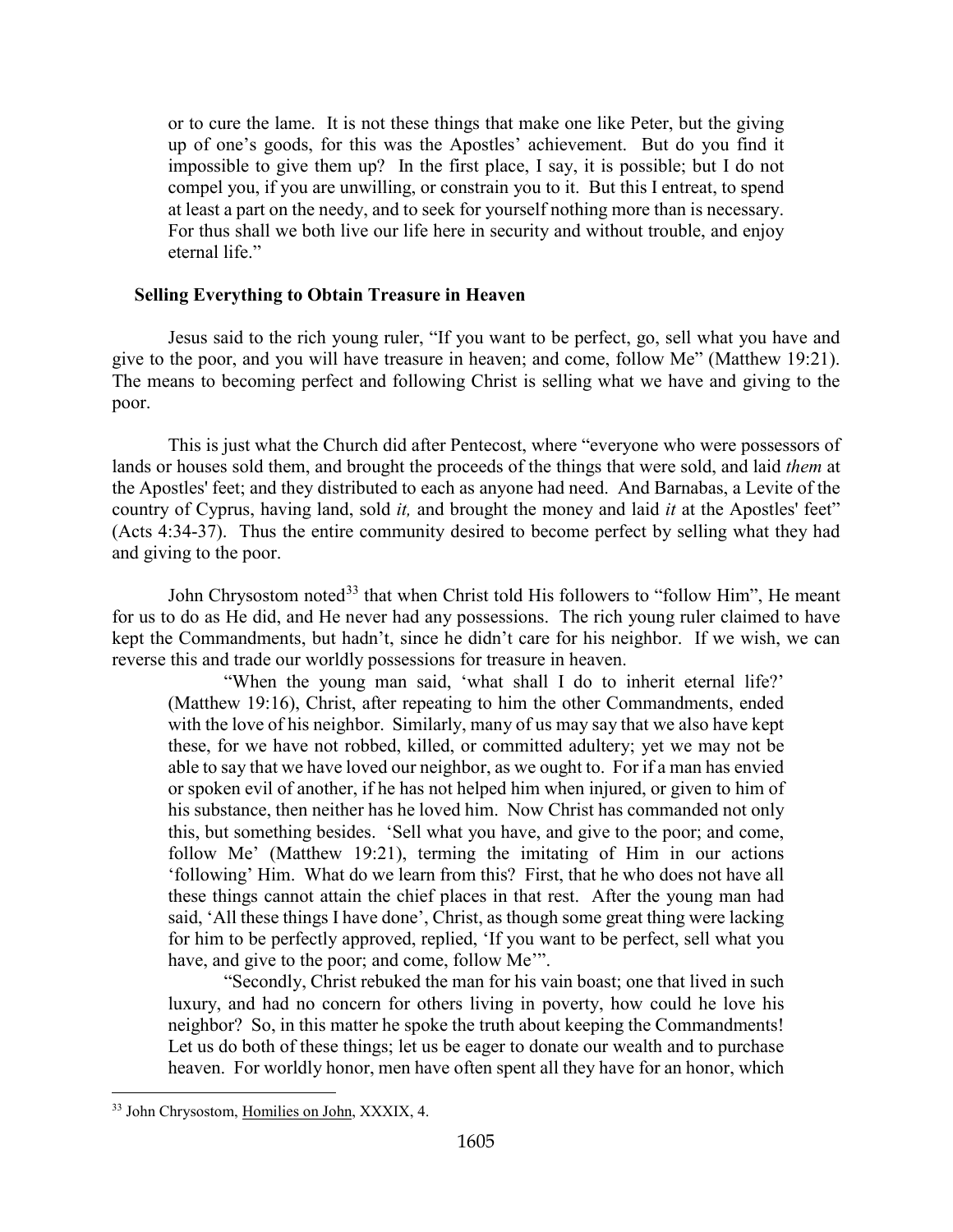> or to cure the lame. It is not these things that make one like Peter, but the giving up of one's goods, for this was the Apostles' achievement. But do you find it impossible to give them up? In the first place, I say, it is possible; but I do not compel you, if you are unwilling, or constrain you to it. But this I entreat, to spend at least a part on the needy, and to seek for yourself nothing more than is necessary. For thus shall we both live our life here in security and without trouble, and enjoy eternal life."

## Selling Everything to Obtain Treasure in Heaven

Jesus said to the rich young ruler, "If you want to be perfect, go, sell what you have and give to the poor, and you will have treasure in heaven; and come, follow Me" (Matthew 19:21). The means to becoming perfect and following Christ is selling what we have and giving to the poor.

This is just what the Church did after Pentecost, where "everyone who were possessors of lands or houses sold them, and brought the proceeds of the things that were sold, and laid *them* at the Apostles' feet; and they distributed to each as anyone had need. And Barnabas, a Levite of the country of Cyprus, having land, sold *it,* and brought the money and laid *it* at the Apostles' feet" (Acts 4:34-37). Thus the entire community desired to become perfect by selling what they had and giving to the poor.

John Chrysostom noted[33] that when Christ told His followers to "follow Him", He meant for us to do as He did, and He never had any possessions. The rich young ruler claimed to have kept the Commandments, but hadn't, since he didn't care for his neighbor. If we wish, we can reverse this and trade our worldly possessions for treasure in heaven.

> "When the young man said, 'what shall I do to inherit eternal life?' (Matthew 19:16), Christ, after repeating to him the other Commandments, ended with the love of his neighbor. Similarly, many of us may say that we also have kept these, for we have not robbed, killed, or committed adultery; yet we may not be able to say that we have loved our neighbor, as we ought to. For if a man has envied or spoken evil of another, if he has not helped him when injured, or given to him of his substance, then neither has he loved him. Now Christ has commanded not only this, but something besides. 'Sell what you have, and give to the poor; and come, follow Me' (Matthew 19:21), terming the imitating of Him in our actions 'following' Him. What do we learn from this? First, that he who does not have all these things cannot attain the chief places in that rest. After the young man had said, 'All these things I have done', Christ, as though some great thing were lacking for him to be perfectly approved, replied, 'If you want to be perfect, sell what you have, and give to the poor; and come, follow Me'".
>
> "Secondly, Christ rebuked the man for his vain boast; one that lived in such luxury, and had no concern for others living in poverty, how could he love his neighbor? So, in this matter he spoke the truth about keeping the Commandments! Let us do both of these things; let us be eager to donate our wealth and to purchase heaven. For worldly honor, men have often spent all they have for an honor, which

[33] John Chrysostom, Homilies on John, XXXIX, 4.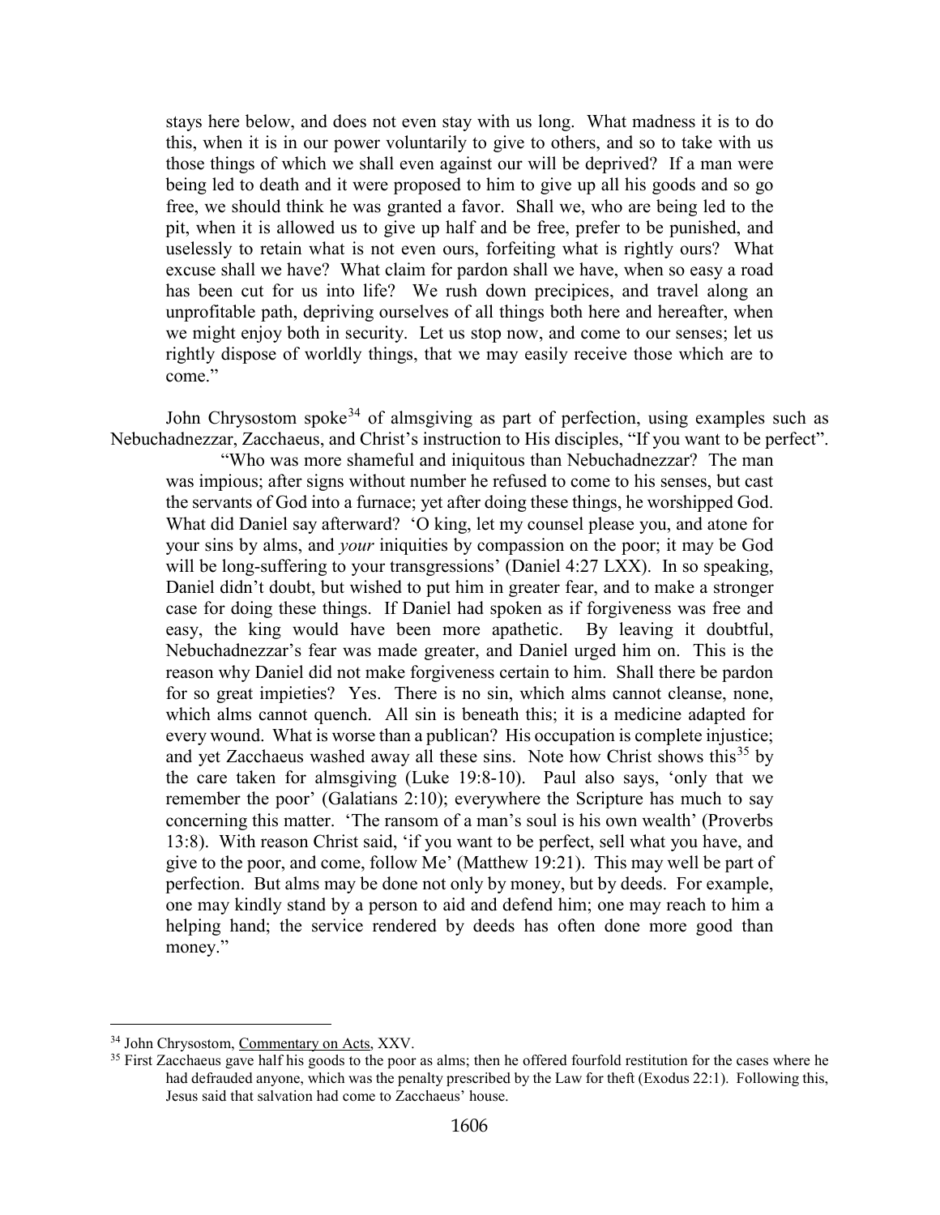stays here below, and does not even stay with us long. What madness it is to do this, when it is in our power voluntarily to give to others, and so to take with us those things of which we shall even against our will be deprived? If a man were being led to death and it were proposed to him to give up all his goods and so go free, we should think he was granted a favor. Shall we, who are being led to the pit, when it is allowed us to give up half and be free, prefer to be punished, and uselessly to retain what is not even ours, forfeiting what is rightly ours? What excuse shall we have? What claim for pardon shall we have, when so easy a road has been cut for us into life? We rush down precipices, and travel along an unprofitable path, depriving ourselves of all things both here and hereafter, when we might enjoy both in security. Let us stop now, and come to our senses; let us rightly dispose of worldly things, that we may easily receive those which are to come."

John Chrysostom spoke[34] of almsgiving as part of perfection, using examples such as Nebuchadnezzar, Zacchaeus, and Christ's instruction to His disciples, "If you want to be perfect".

> "Who was more shameful and iniquitous than Nebuchadnezzar? The man was impious; after signs without number he refused to come to his senses, but cast the servants of God into a furnace; yet after doing these things, he worshipped God. What did Daniel say afterward? 'O king, let my counsel please you, and atone for your sins by alms, and *your* iniquities by compassion on the poor; it may be God will be long-suffering to your transgressions' (Daniel 4:27 LXX). In so speaking, Daniel didn't doubt, but wished to put him in greater fear, and to make a stronger case for doing these things. If Daniel had spoken as if forgiveness was free and easy, the king would have been more apathetic. By leaving it doubtful, Nebuchadnezzar's fear was made greater, and Daniel urged him on. This is the reason why Daniel did not make forgiveness certain to him. Shall there be pardon for so great impieties? Yes. There is no sin, which alms cannot cleanse, none, which alms cannot quench. All sin is beneath this; it is a medicine adapted for every wound. What is worse than a publican? His occupation is complete injustice; and yet Zacchaeus washed away all these sins. Note how Christ shows this[35] by the care taken for almsgiving (Luke 19:8-10). Paul also says, 'only that we remember the poor' (Galatians 2:10); everywhere the Scripture has much to say concerning this matter. 'The ransom of a man's soul is his own wealth' (Proverbs 13:8). With reason Christ said, 'if you want to be perfect, sell what you have, and give to the poor, and come, follow Me' (Matthew 19:21). This may well be part of perfection. But alms may be done not only by money, but by deeds. For example, one may kindly stand by a person to aid and defend him; one may reach to him a helping hand; the service rendered by deeds has often done more good than money."

---

[34] John Chrysostom, Commentary on Acts, XXV.

[35] First Zacchaeus gave half his goods to the poor as alms; then he offered fourfold restitution for the cases where he had defrauded anyone, which was the penalty prescribed by the Law for theft (Exodus 22:1). Following this, Jesus said that salvation had come to Zacchaeus' house.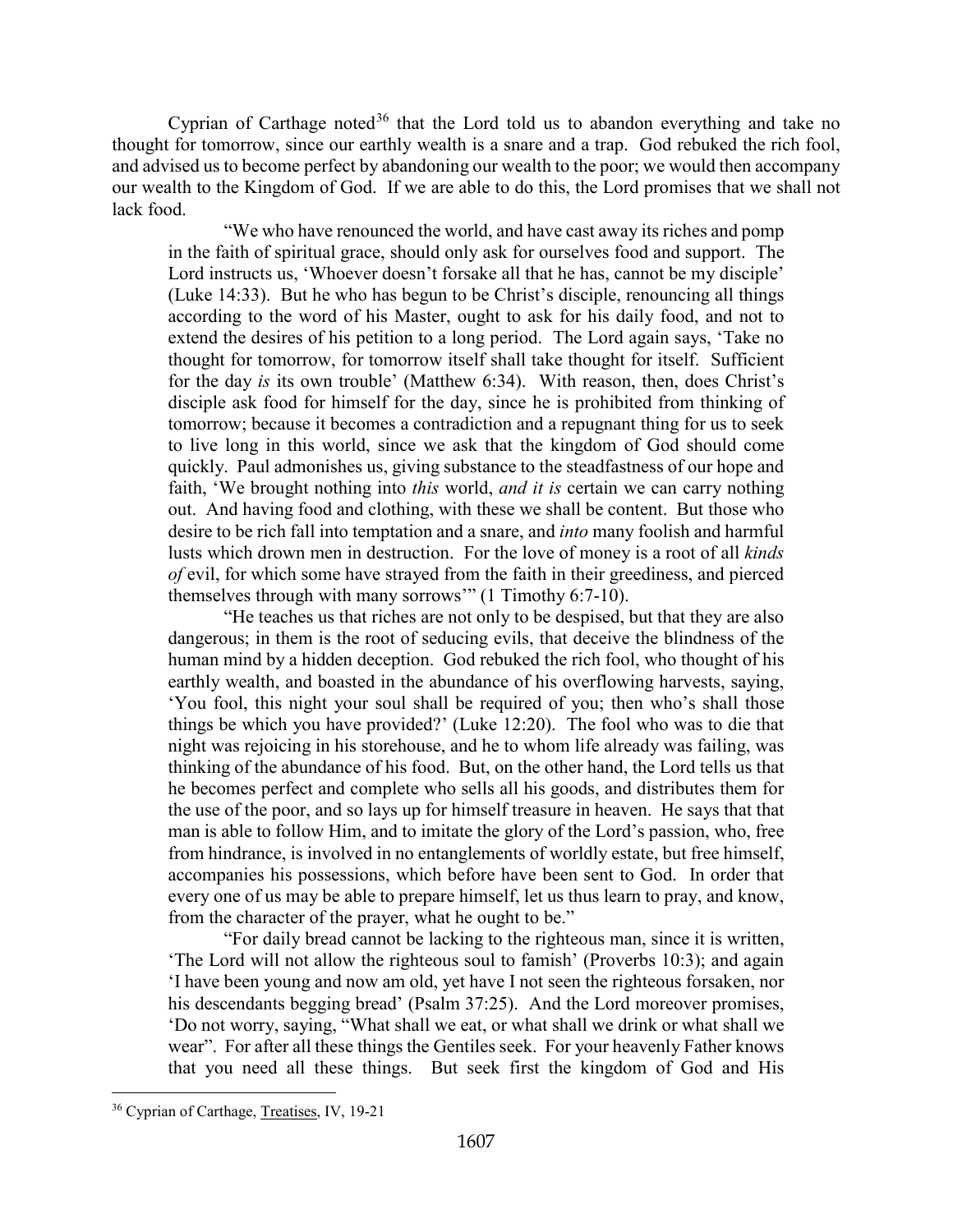Cyprian of Carthage noted[36] that the Lord told us to abandon everything and take no thought for tomorrow, since our earthly wealth is a snare and a trap. God rebuked the rich fool, and advised us to become perfect by abandoning our wealth to the poor; we would then accompany our wealth to the Kingdom of God. If we are able to do this, the Lord promises that we shall not lack food.

> "We who have renounced the world, and have cast away its riches and pomp in the faith of spiritual grace, should only ask for ourselves food and support. The Lord instructs us, 'Whoever doesn't forsake all that he has, cannot be my disciple' (Luke 14:33). But he who has begun to be Christ's disciple, renouncing all things according to the word of his Master, ought to ask for his daily food, and not to extend the desires of his petition to a long period. The Lord again says, 'Take no thought for tomorrow, for tomorrow itself shall take thought for itself. Sufficient for the day *is* its own trouble' (Matthew 6:34). With reason, then, does Christ's disciple ask food for himself for the day, since he is prohibited from thinking of tomorrow; because it becomes a contradiction and a repugnant thing for us to seek to live long in this world, since we ask that the kingdom of God should come quickly. Paul admonishes us, giving substance to the steadfastness of our hope and faith, 'We brought nothing into *this* world, *and it is* certain we can carry nothing out. And having food and clothing, with these we shall be content. But those who desire to be rich fall into temptation and a snare, and *into* many foolish and harmful lusts which drown men in destruction. For the love of money is a root of all *kinds of* evil, for which some have strayed from the faith in their greediness, and pierced themselves through with many sorrows'" (1 Timothy 6:7-10).
>
> "He teaches us that riches are not only to be despised, but that they are also dangerous; in them is the root of seducing evils, that deceive the blindness of the human mind by a hidden deception. God rebuked the rich fool, who thought of his earthly wealth, and boasted in the abundance of his overflowing harvests, saying, 'You fool, this night your soul shall be required of you; then who's shall those things be which you have provided?' (Luke 12:20). The fool who was to die that night was rejoicing in his storehouse, and he to whom life already was failing, was thinking of the abundance of his food. But, on the other hand, the Lord tells us that he becomes perfect and complete who sells all his goods, and distributes them for the use of the poor, and so lays up for himself treasure in heaven. He says that that man is able to follow Him, and to imitate the glory of the Lord's passion, who, free from hindrance, is involved in no entanglements of worldly estate, but free himself, accompanies his possessions, which before have been sent to God. In order that every one of us may be able to prepare himself, let us thus learn to pray, and know, from the character of the prayer, what he ought to be."
>
> "For daily bread cannot be lacking to the righteous man, since it is written, 'The Lord will not allow the righteous soul to famish' (Proverbs 10:3); and again 'I have been young and now am old, yet have I not seen the righteous forsaken, nor his descendants begging bread' (Psalm 37:25). And the Lord moreover promises, 'Do not worry, saying, "What shall we eat, or what shall we drink or what shall we wear". For after all these things the Gentiles seek. For your heavenly Father knows that you need all these things. But seek first the kingdom of God and His

[36] Cyprian of Carthage, Treatises, IV, 19-21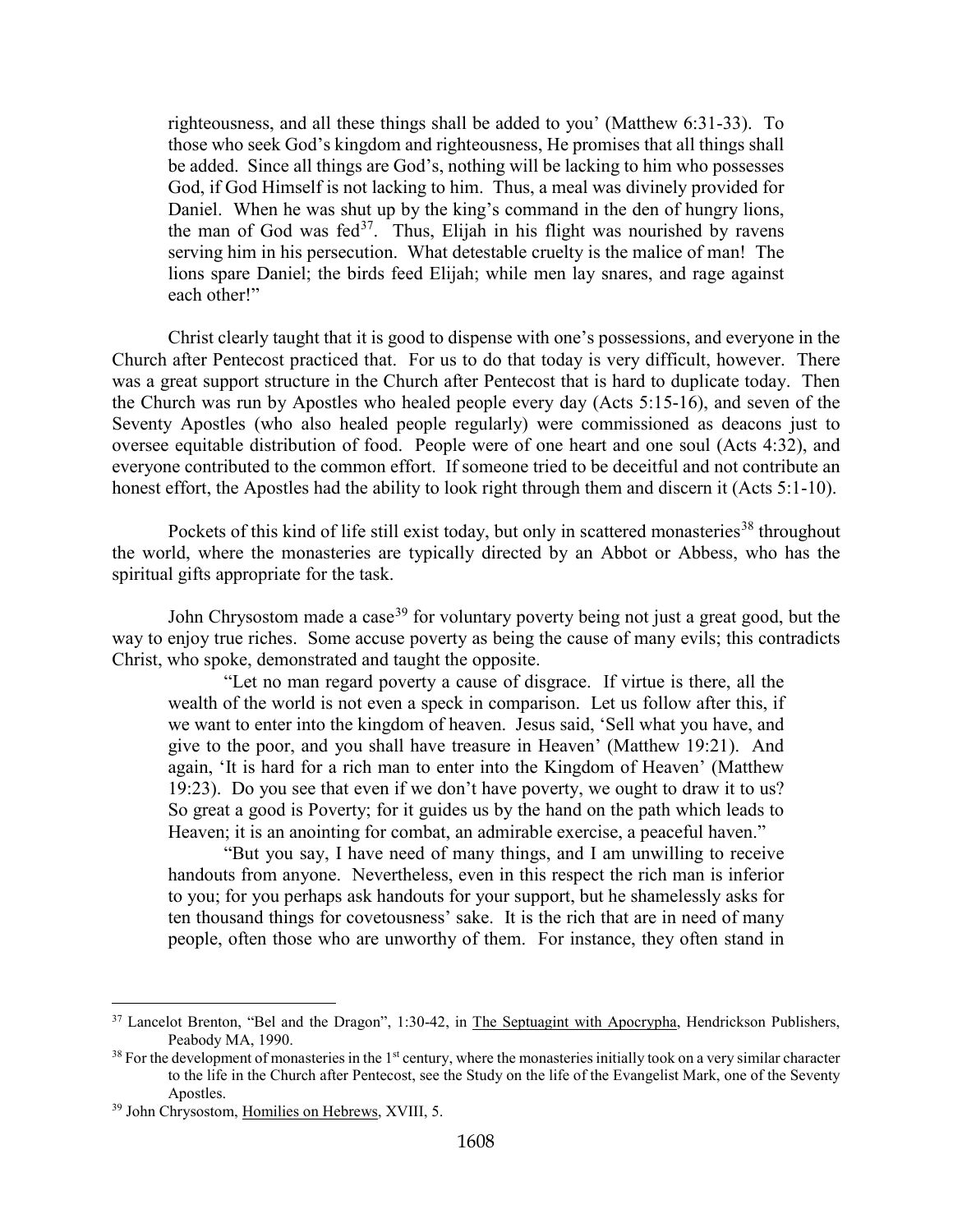> righteousness, and all these things shall be added to you' (Matthew 6:31-33). To those who seek God's kingdom and righteousness, He promises that all things shall be added. Since all things are God's, nothing will be lacking to him who possesses God, if God Himself is not lacking to him. Thus, a meal was divinely provided for Daniel. When he was shut up by the king's command in the den of hungry lions, the man of God was fed[37]. Thus, Elijah in his flight was nourished by ravens serving him in his persecution. What detestable cruelty is the malice of man! The lions spare Daniel; the birds feed Elijah; while men lay snares, and rage against each other!"

Christ clearly taught that it is good to dispense with one's possessions, and everyone in the Church after Pentecost practiced that. For us to do that today is very difficult, however. There was a great support structure in the Church after Pentecost that is hard to duplicate today. Then the Church was run by Apostles who healed people every day (Acts 5:15-16), and seven of the Seventy Apostles (who also healed people regularly) were commissioned as deacons just to oversee equitable distribution of food. People were of one heart and one soul (Acts 4:32), and everyone contributed to the common effort. If someone tried to be deceitful and not contribute an honest effort, the Apostles had the ability to look right through them and discern it (Acts 5:1-10).

Pockets of this kind of life still exist today, but only in scattered monasteries[38] throughout the world, where the monasteries are typically directed by an Abbot or Abbess, who has the spiritual gifts appropriate for the task.

John Chrysostom made a case[39] for voluntary poverty being not just a great good, but the way to enjoy true riches. Some accuse poverty as being the cause of many evils; this contradicts Christ, who spoke, demonstrated and taught the opposite.

> "Let no man regard poverty a cause of disgrace. If virtue is there, all the wealth of the world is not even a speck in comparison. Let us follow after this, if we want to enter into the kingdom of heaven. Jesus said, 'Sell what you have, and give to the poor, and you shall have treasure in Heaven' (Matthew 19:21). And again, 'It is hard for a rich man to enter into the Kingdom of Heaven' (Matthew 19:23). Do you see that even if we don't have poverty, we ought to draw it to us? So great a good is Poverty; for it guides us by the hand on the path which leads to Heaven; it is an anointing for combat, an admirable exercise, a peaceful haven."
>
> "But you say, I have need of many things, and I am unwilling to receive handouts from anyone. Nevertheless, even in this respect the rich man is inferior to you; for you perhaps ask handouts for your support, but he shamelessly asks for ten thousand things for covetousness' sake. It is the rich that are in need of many people, often those who are unworthy of them. For instance, they often stand in

---

[37] Lancelot Brenton, "Bel and the Dragon", 1:30-42, in The Septuagint with Apocrypha, Hendrickson Publishers, Peabody MA, 1990.

[38] For the development of monasteries in the 1st century, where the monasteries initially took on a very similar character to the life in the Church after Pentecost, see the Study on the life of the Evangelist Mark, one of the Seventy Apostles.

[39] John Chrysostom, Homilies on Hebrews, XVIII, 5.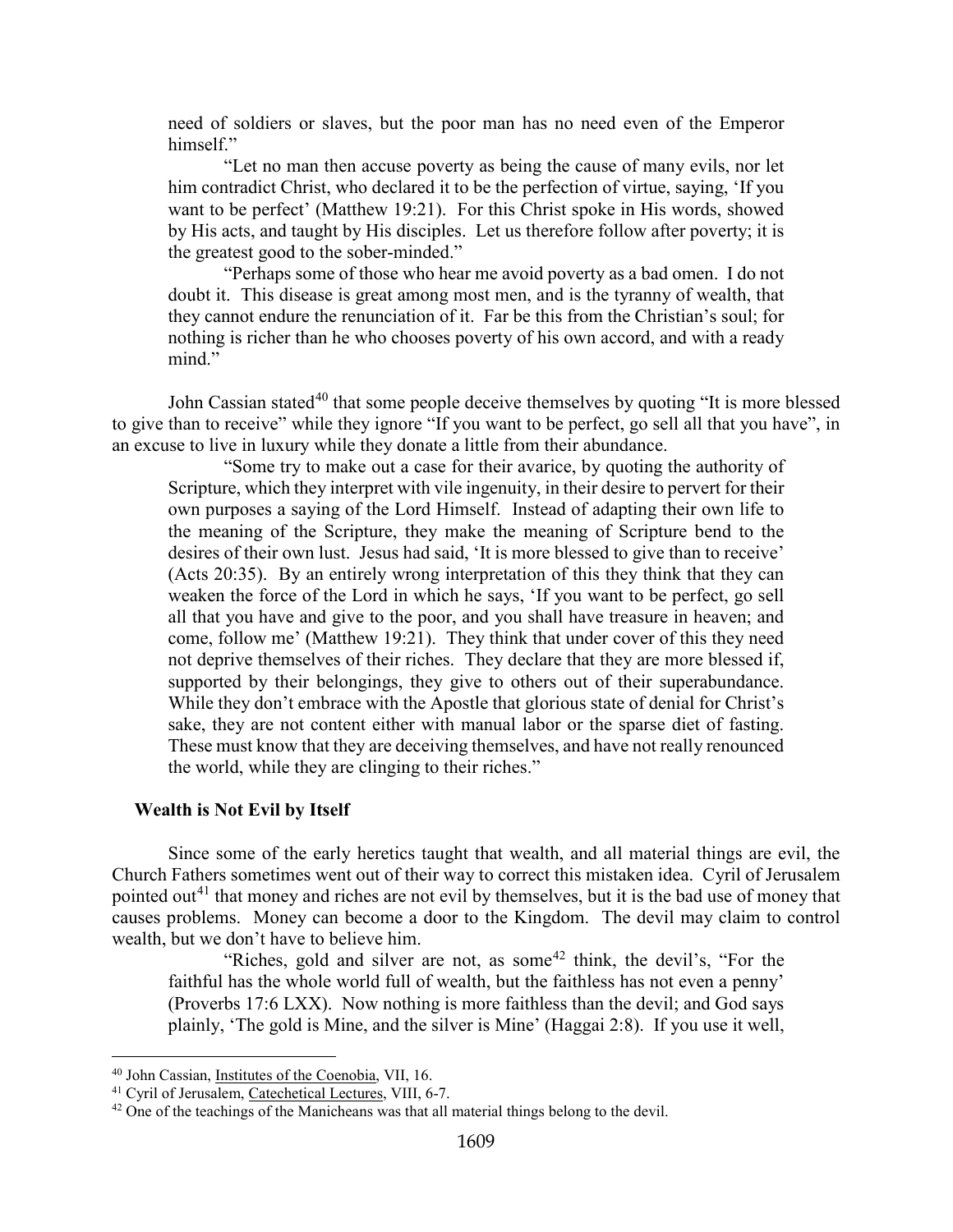need of soldiers or slaves, but the poor man has no need even of the Emperor himself."

> "Let no man then accuse poverty as being the cause of many evils, nor let him contradict Christ, who declared it to be the perfection of virtue, saying, 'If you want to be perfect' (Matthew 19:21). For this Christ spoke in His words, showed by His acts, and taught by His disciples. Let us therefore follow after poverty; it is the greatest good to the sober-minded."
>
> "Perhaps some of those who hear me avoid poverty as a bad omen. I do not doubt it. This disease is great among most men, and is the tyranny of wealth, that they cannot endure the renunciation of it. Far be this from the Christian's soul; for nothing is richer than he who chooses poverty of his own accord, and with a ready mind."

John Cassian stated[40] that some people deceive themselves by quoting "It is more blessed to give than to receive" while they ignore "If you want to be perfect, go sell all that you have", in an excuse to live in luxury while they donate a little from their abundance.

> "Some try to make out a case for their avarice, by quoting the authority of Scripture, which they interpret with vile ingenuity, in their desire to pervert for their own purposes a saying of the Lord Himself. Instead of adapting their own life to the meaning of the Scripture, they make the meaning of Scripture bend to the desires of their own lust. Jesus had said, 'It is more blessed to give than to receive' (Acts 20:35). By an entirely wrong interpretation of this they think that they can weaken the force of the Lord in which he says, 'If you want to be perfect, go sell all that you have and give to the poor, and you shall have treasure in heaven; and come, follow me' (Matthew 19:21). They think that under cover of this they need not deprive themselves of their riches. They declare that they are more blessed if, supported by their belongings, they give to others out of their superabundance. While they don't embrace with the Apostle that glorious state of denial for Christ's sake, they are not content either with manual labor or the sparse diet of fasting. These must know that they are deceiving themselves, and have not really renounced the world, while they are clinging to their riches."

### Wealth is Not Evil by Itself

Since some of the early heretics taught that wealth, and all material things are evil, the Church Fathers sometimes went out of their way to correct this mistaken idea. Cyril of Jerusalem pointed out[41] that money and riches are not evil by themselves, but it is the bad use of money that causes problems. Money can become a door to the Kingdom. The devil may claim to control wealth, but we don't have to believe him.

> "Riches, gold and silver are not, as some[42] think, the devil's, "For the faithful has the whole world full of wealth, but the faithless has not even a penny' (Proverbs 17:6 LXX). Now nothing is more faithless than the devil; and God says plainly, 'The gold is Mine, and the silver is Mine' (Haggai 2:8). If you use it well,

---

[40] John Cassian, Institutes of the Coenobia, VII, 16.

[41] Cyril of Jerusalem, Catechetical Lectures, VIII, 6-7.

[42] One of the teachings of the Manicheans was that all material things belong to the devil.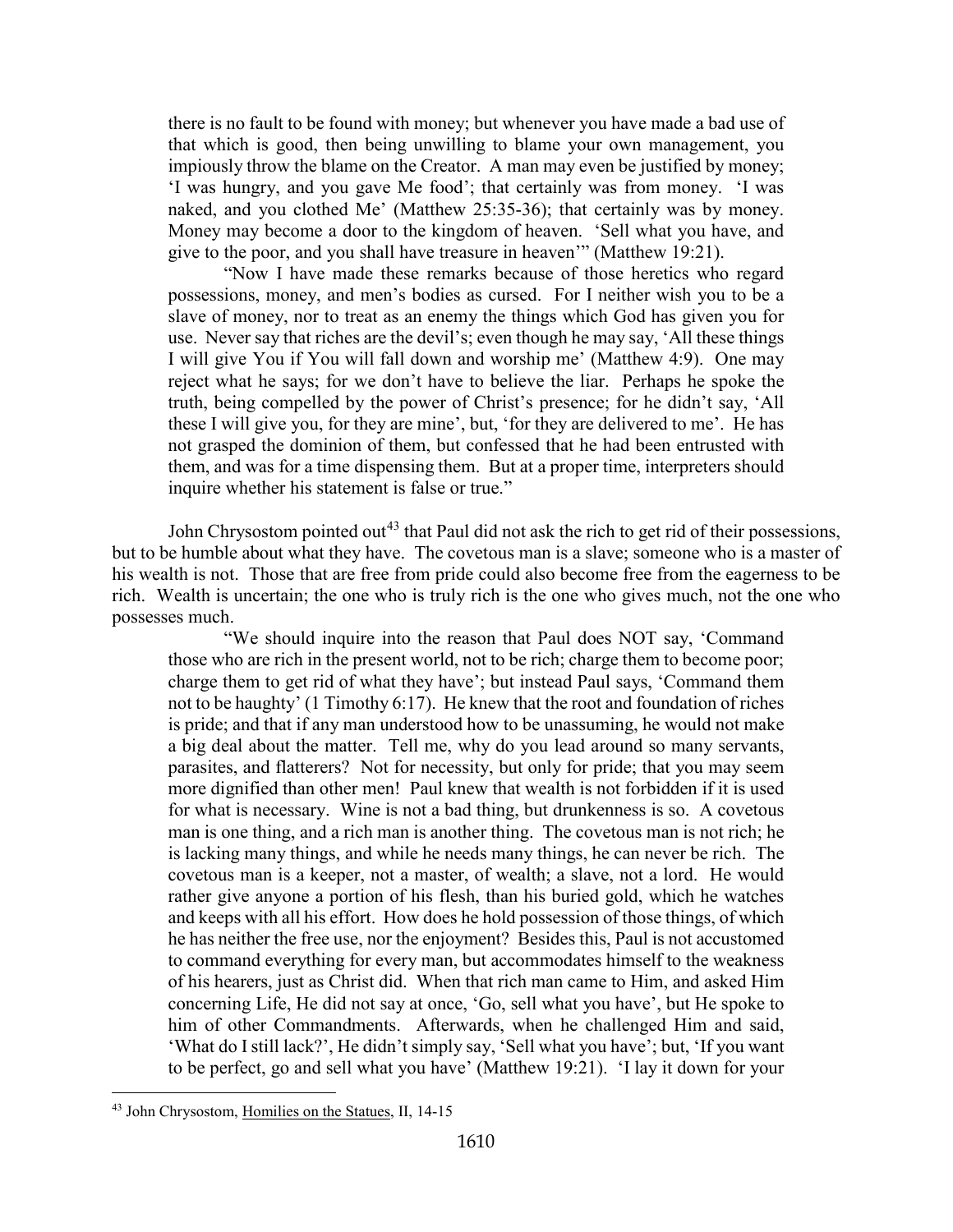> there is no fault to be found with money; but whenever you have made a bad use of that which is good, then being unwilling to blame your own management, you impiously throw the blame on the Creator. A man may even be justified by money; 'I was hungry, and you gave Me food'; that certainly was from money. 'I was naked, and you clothed Me' (Matthew 25:35-36); that certainly was by money. Money may become a door to the kingdom of heaven. 'Sell what you have, and give to the poor, and you shall have treasure in heaven'" (Matthew 19:21).
>
> "Now I have made these remarks because of those heretics who regard possessions, money, and men's bodies as cursed. For I neither wish you to be a slave of money, nor to treat as an enemy the things which God has given you for use. Never say that riches are the devil's; even though he may say, 'All these things I will give You if You will fall down and worship me' (Matthew 4:9). One may reject what he says; for we don't have to believe the liar. Perhaps he spoke the truth, being compelled by the power of Christ's presence; for he didn't say, 'All these I will give you, for they are mine', but, 'for they are delivered to me'. He has not grasped the dominion of them, but confessed that he had been entrusted with them, and was for a time dispensing them. But at a proper time, interpreters should inquire whether his statement is false or true."

John Chrysostom pointed out[43] that Paul did not ask the rich to get rid of their possessions, but to be humble about what they have. The covetous man is a slave; someone who is a master of his wealth is not. Those that are free from pride could also become free from the eagerness to be rich. Wealth is uncertain; the one who is truly rich is the one who gives much, not the one who possesses much.

> "We should inquire into the reason that Paul does NOT say, 'Command those who are rich in the present world, not to be rich; charge them to become poor; charge them to get rid of what they have'; but instead Paul says, 'Command them not to be haughty' (1 Timothy 6:17). He knew that the root and foundation of riches is pride; and that if any man understood how to be unassuming, he would not make a big deal about the matter. Tell me, why do you lead around so many servants, parasites, and flatterers? Not for necessity, but only for pride; that you may seem more dignified than other men! Paul knew that wealth is not forbidden if it is used for what is necessary. Wine is not a bad thing, but drunkenness is so. A covetous man is one thing, and a rich man is another thing. The covetous man is not rich; he is lacking many things, and while he needs many things, he can never be rich. The covetous man is a keeper, not a master, of wealth; a slave, not a lord. He would rather give anyone a portion of his flesh, than his buried gold, which he watches and keeps with all his effort. How does he hold possession of those things, of which he has neither the free use, nor the enjoyment? Besides this, Paul is not accustomed to command everything for every man, but accommodates himself to the weakness of his hearers, just as Christ did. When that rich man came to Him, and asked Him concerning Life, He did not say at once, 'Go, sell what you have', but He spoke to him of other Commandments. Afterwards, when he challenged Him and said, 'What do I still lack?', He didn't simply say, 'Sell what you have'; but, 'If you want to be perfect, go and sell what you have' (Matthew 19:21). 'I lay it down for your

---

[43] John Chrysostom, Homilies on the Statues, II, 14-15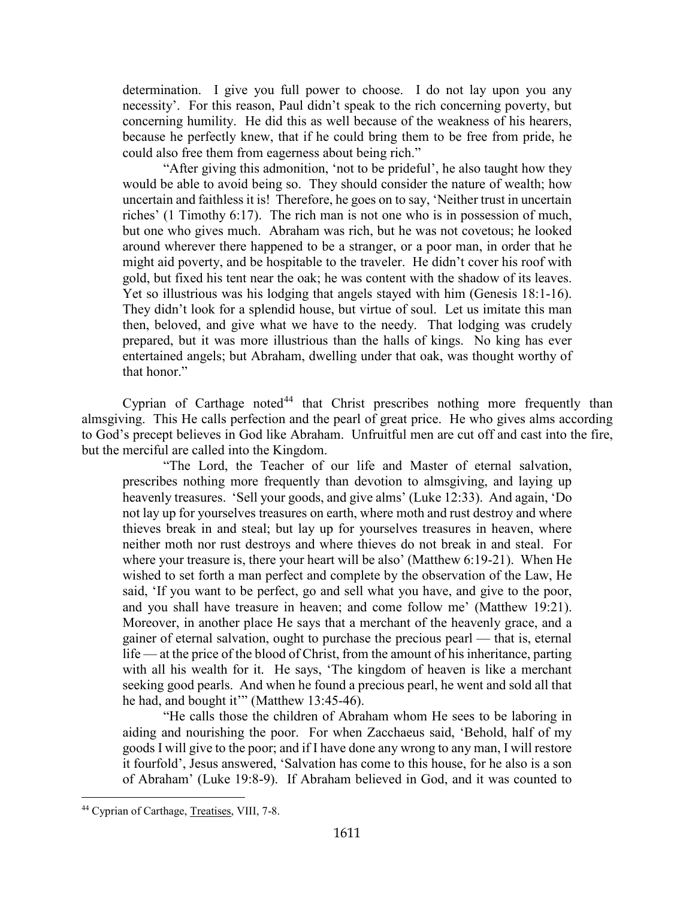determination. I give you full power to choose. I do not lay upon you any necessity'. For this reason, Paul didn't speak to the rich concerning poverty, but concerning humility. He did this as well because of the weakness of his hearers, because he perfectly knew, that if he could bring them to be free from pride, he could also free them from eagerness about being rich."

> "After giving this admonition, 'not to be prideful', he also taught how they would be able to avoid being so. They should consider the nature of wealth; how uncertain and faithless it is! Therefore, he goes on to say, 'Neither trust in uncertain riches' (1 Timothy 6:17). The rich man is not one who is in possession of much, but one who gives much. Abraham was rich, but he was not covetous; he looked around wherever there happened to be a stranger, or a poor man, in order that he might aid poverty, and be hospitable to the traveler. He didn't cover his roof with gold, but fixed his tent near the oak; he was content with the shadow of its leaves. Yet so illustrious was his lodging that angels stayed with him (Genesis 18:1-16). They didn't look for a splendid house, but virtue of soul. Let us imitate this man then, beloved, and give what we have to the needy. That lodging was crudely prepared, but it was more illustrious than the halls of kings. No king has ever entertained angels; but Abraham, dwelling under that oak, was thought worthy of that honor."

Cyprian of Carthage noted[44] that Christ prescribes nothing more frequently than almsgiving. This He calls perfection and the pearl of great price. He who gives alms according to God's precept believes in God like Abraham. Unfruitful men are cut off and cast into the fire, but the merciful are called into the Kingdom.

> "The Lord, the Teacher of our life and Master of eternal salvation, prescribes nothing more frequently than devotion to almsgiving, and laying up heavenly treasures. 'Sell your goods, and give alms' (Luke 12:33). And again, 'Do not lay up for yourselves treasures on earth, where moth and rust destroy and where thieves break in and steal; but lay up for yourselves treasures in heaven, where neither moth nor rust destroys and where thieves do not break in and steal. For where your treasure is, there your heart will be also' (Matthew 6:19-21). When He wished to set forth a man perfect and complete by the observation of the Law, He said, 'If you want to be perfect, go and sell what you have, and give to the poor, and you shall have treasure in heaven; and come follow me' (Matthew 19:21). Moreover, in another place He says that a merchant of the heavenly grace, and a gainer of eternal salvation, ought to purchase the precious pearl — that is, eternal life — at the price of the blood of Christ, from the amount of his inheritance, parting with all his wealth for it. He says, 'The kingdom of heaven is like a merchant seeking good pearls. And when he found a precious pearl, he went and sold all that he had, and bought it'" (Matthew 13:45-46).
>
> "He calls those the children of Abraham whom He sees to be laboring in aiding and nourishing the poor. For when Zacchaeus said, 'Behold, half of my goods I will give to the poor; and if I have done any wrong to any man, I will restore it fourfold', Jesus answered, 'Salvation has come to this house, for he also is a son of Abraham' (Luke 19:8-9). If Abraham believed in God, and it was counted to

---

[44] Cyprian of Carthage, Treatises, VIII, 7-8.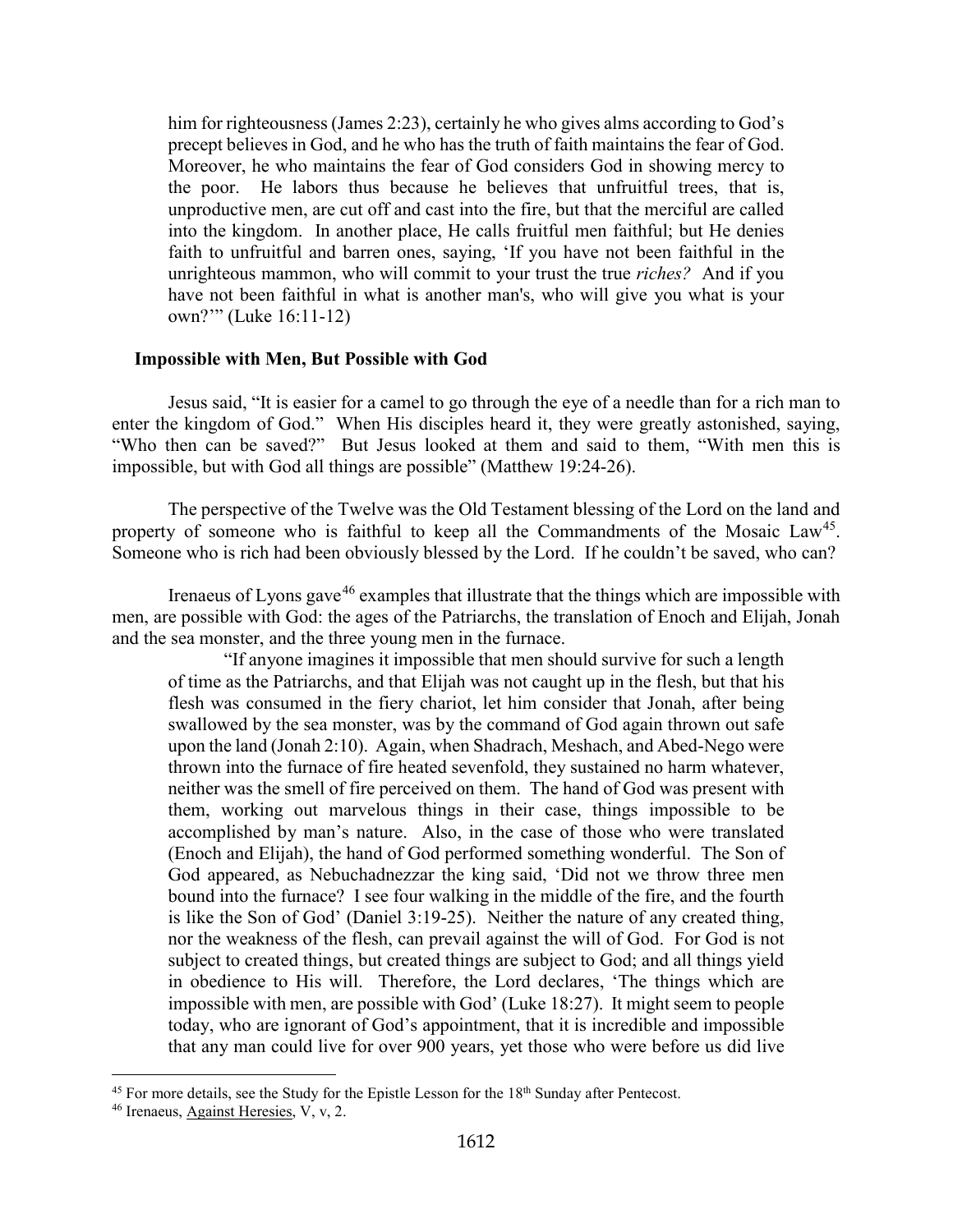him for righteousness (James 2:23), certainly he who gives alms according to God's precept believes in God, and he who has the truth of faith maintains the fear of God. Moreover, he who maintains the fear of God considers God in showing mercy to the poor. He labors thus because he believes that unfruitful trees, that is, unproductive men, are cut off and cast into the fire, but that the merciful are called into the kingdom. In another place, He calls fruitful men faithful; but He denies faith to unfruitful and barren ones, saying, 'If you have not been faithful in the unrighteous mammon, who will commit to your trust the true *riches?* And if you have not been faithful in what is another man's, who will give you what is your own?'" (Luke 16:11-12)

### Impossible with Men, But Possible with God

Jesus said, "It is easier for a camel to go through the eye of a needle than for a rich man to enter the kingdom of God." When His disciples heard it, they were greatly astonished, saying, "Who then can be saved?" But Jesus looked at them and said to them, "With men this is impossible, but with God all things are possible" (Matthew 19:24-26).

The perspective of the Twelve was the Old Testament blessing of the Lord on the land and property of someone who is faithful to keep all the Commandments of the Mosaic Law[45]. Someone who is rich had been obviously blessed by the Lord. If he couldn't be saved, who can?

Irenaeus of Lyons gave[46] examples that illustrate that the things which are impossible with men, are possible with God: the ages of the Patriarchs, the translation of Enoch and Elijah, Jonah and the sea monster, and the three young men in the furnace.

"If anyone imagines it impossible that men should survive for such a length of time as the Patriarchs, and that Elijah was not caught up in the flesh, but that his flesh was consumed in the fiery chariot, let him consider that Jonah, after being swallowed by the sea monster, was by the command of God again thrown out safe upon the land (Jonah 2:10). Again, when Shadrach, Meshach, and Abed-Nego were thrown into the furnace of fire heated sevenfold, they sustained no harm whatever, neither was the smell of fire perceived on them. The hand of God was present with them, working out marvelous things in their case, things impossible to be accomplished by man's nature. Also, in the case of those who were translated (Enoch and Elijah), the hand of God performed something wonderful. The Son of God appeared, as Nebuchadnezzar the king said, 'Did not we throw three men bound into the furnace? I see four walking in the middle of the fire, and the fourth is like the Son of God' (Daniel 3:19-25). Neither the nature of any created thing, nor the weakness of the flesh, can prevail against the will of God. For God is not subject to created things, but created things are subject to God; and all things yield in obedience to His will. Therefore, the Lord declares, 'The things which are impossible with men, are possible with God' (Luke 18:27). It might seem to people today, who are ignorant of God's appointment, that it is incredible and impossible that any man could live for over 900 years, yet those who were before us did live

---

[45] For more details, see the Study for the Epistle Lesson for the 18th Sunday after Pentecost.

[46] Irenaeus, Against Heresies, V, v, 2.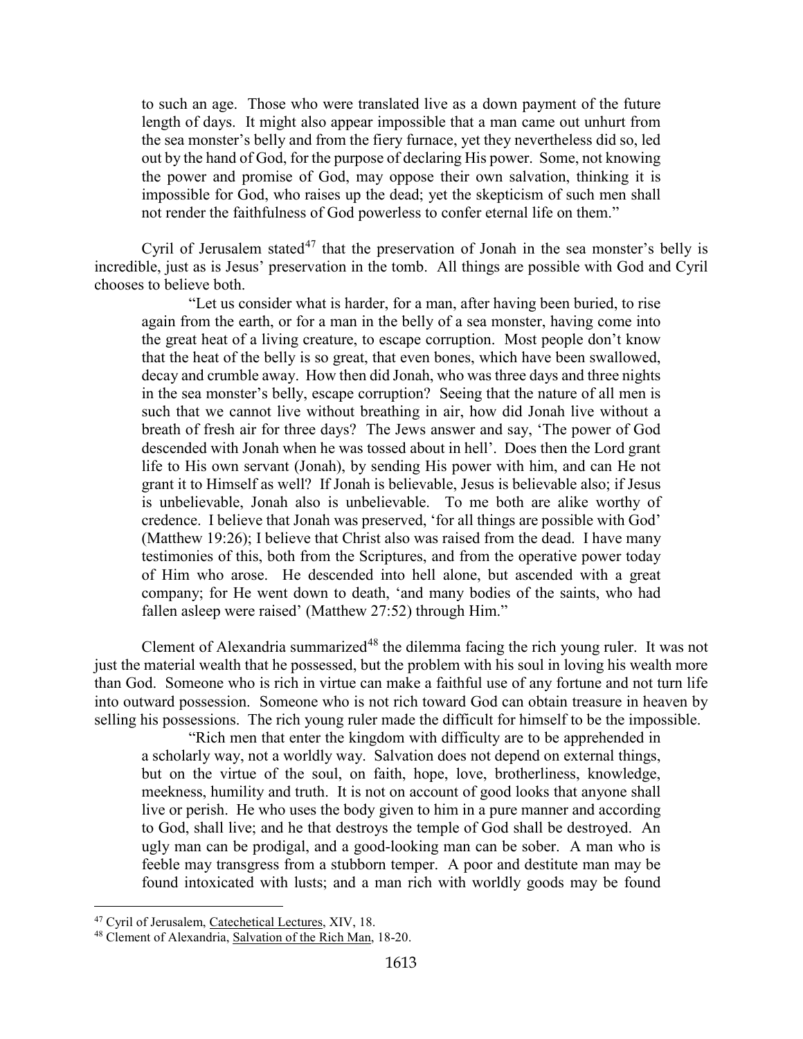to such an age. Those who were translated live as a down payment of the future length of days. It might also appear impossible that a man came out unhurt from the sea monster's belly and from the fiery furnace, yet they nevertheless did so, led out by the hand of God, for the purpose of declaring His power. Some, not knowing the power and promise of God, may oppose their own salvation, thinking it is impossible for God, who raises up the dead; yet the skepticism of such men shall not render the faithfulness of God powerless to confer eternal life on them."

Cyril of Jerusalem stated[47] that the preservation of Jonah in the sea monster's belly is incredible, just as is Jesus' preservation in the tomb. All things are possible with God and Cyril chooses to believe both.

> "Let us consider what is harder, for a man, after having been buried, to rise again from the earth, or for a man in the belly of a sea monster, having come into the great heat of a living creature, to escape corruption. Most people don't know that the heat of the belly is so great, that even bones, which have been swallowed, decay and crumble away. How then did Jonah, who was three days and three nights in the sea monster's belly, escape corruption? Seeing that the nature of all men is such that we cannot live without breathing in air, how did Jonah live without a breath of fresh air for three days? The Jews answer and say, 'The power of God descended with Jonah when he was tossed about in hell'. Does then the Lord grant life to His own servant (Jonah), by sending His power with him, and can He not grant it to Himself as well? If Jonah is believable, Jesus is believable also; if Jesus is unbelievable, Jonah also is unbelievable. To me both are alike worthy of credence. I believe that Jonah was preserved, 'for all things are possible with God' (Matthew 19:26); I believe that Christ also was raised from the dead. I have many testimonies of this, both from the Scriptures, and from the operative power today of Him who arose. He descended into hell alone, but ascended with a great company; for He went down to death, 'and many bodies of the saints, who had fallen asleep were raised' (Matthew 27:52) through Him."

Clement of Alexandria summarized[48] the dilemma facing the rich young ruler. It was not just the material wealth that he possessed, but the problem with his soul in loving his wealth more than God. Someone who is rich in virtue can make a faithful use of any fortune and not turn life into outward possession. Someone who is not rich toward God can obtain treasure in heaven by selling his possessions. The rich young ruler made the difficult for himself to be the impossible.

> "Rich men that enter the kingdom with difficulty are to be apprehended in a scholarly way, not a worldly way. Salvation does not depend on external things, but on the virtue of the soul, on faith, hope, love, brotherliness, knowledge, meekness, humility and truth. It is not on account of good looks that anyone shall live or perish. He who uses the body given to him in a pure manner and according to God, shall live; and he that destroys the temple of God shall be destroyed. An ugly man can be prodigal, and a good-looking man can be sober. A man who is feeble may transgress from a stubborn temper. A poor and destitute man may be found intoxicated with lusts; and a man rich with worldly goods may be found

---

[47] Cyril of Jerusalem, Catechetical Lectures, XIV, 18.

[48] Clement of Alexandria, Salvation of the Rich Man, 18-20.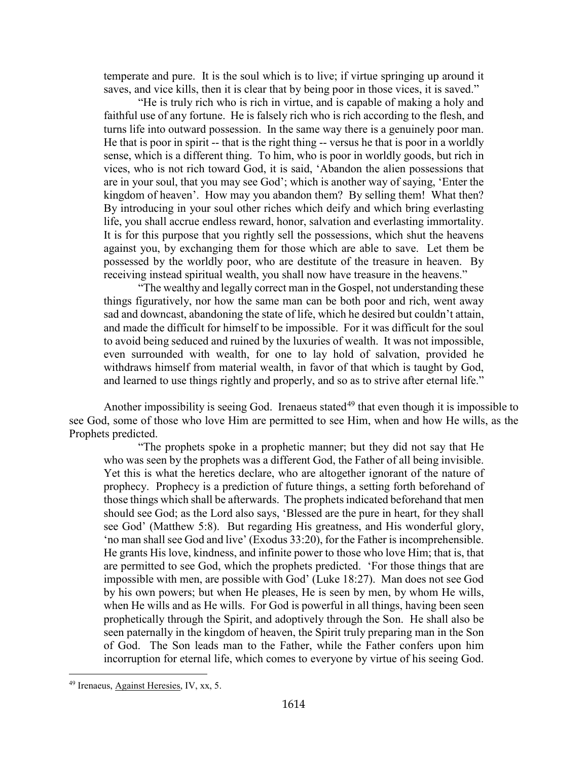temperate and pure. It is the soul which is to live; if virtue springing up around it saves, and vice kills, then it is clear that by being poor in those vices, it is saved."

"He is truly rich who is rich in virtue, and is capable of making a holy and faithful use of any fortune. He is falsely rich who is rich according to the flesh, and turns life into outward possession. In the same way there is a genuinely poor man. He that is poor in spirit -- that is the right thing -- versus he that is poor in a worldly sense, which is a different thing. To him, who is poor in worldly goods, but rich in vices, who is not rich toward God, it is said, 'Abandon the alien possessions that are in your soul, that you may see God'; which is another way of saying, 'Enter the kingdom of heaven'. How may you abandon them? By selling them! What then? By introducing in your soul other riches which deify and which bring everlasting life, you shall accrue endless reward, honor, salvation and everlasting immortality. It is for this purpose that you rightly sell the possessions, which shut the heavens against you, by exchanging them for those which are able to save. Let them be possessed by the worldly poor, who are destitute of the treasure in heaven. By receiving instead spiritual wealth, you shall now have treasure in the heavens."

"The wealthy and legally correct man in the Gospel, not understanding these things figuratively, nor how the same man can be both poor and rich, went away sad and downcast, abandoning the state of life, which he desired but couldn't attain, and made the difficult for himself to be impossible. For it was difficult for the soul to avoid being seduced and ruined by the luxuries of wealth. It was not impossible, even surrounded with wealth, for one to lay hold of salvation, provided he withdraws himself from material wealth, in favor of that which is taught by God, and learned to use things rightly and properly, and so as to strive after eternal life."

Another impossibility is seeing God. Irenaeus stated[49] that even though it is impossible to see God, some of those who love Him are permitted to see Him, when and how He wills, as the Prophets predicted.

"The prophets spoke in a prophetic manner; but they did not say that He who was seen by the prophets was a different God, the Father of all being invisible. Yet this is what the heretics declare, who are altogether ignorant of the nature of prophecy. Prophecy is a prediction of future things, a setting forth beforehand of those things which shall be afterwards. The prophets indicated beforehand that men should see God; as the Lord also says, 'Blessed are the pure in heart, for they shall see God' (Matthew 5:8). But regarding His greatness, and His wonderful glory, 'no man shall see God and live' (Exodus 33:20), for the Father is incomprehensible. He grants His love, kindness, and infinite power to those who love Him; that is, that are permitted to see God, which the prophets predicted. 'For those things that are impossible with men, are possible with God' (Luke 18:27). Man does not see God by his own powers; but when He pleases, He is seen by men, by whom He wills, when He wills and as He wills. For God is powerful in all things, having been seen prophetically through the Spirit, and adoptively through the Son. He shall also be seen paternally in the kingdom of heaven, the Spirit truly preparing man in the Son of God. The Son leads man to the Father, while the Father confers upon him incorruption for eternal life, which comes to everyone by virtue of his seeing God.

[49] Irenaeus, Against Heresies, IV, xx, 5.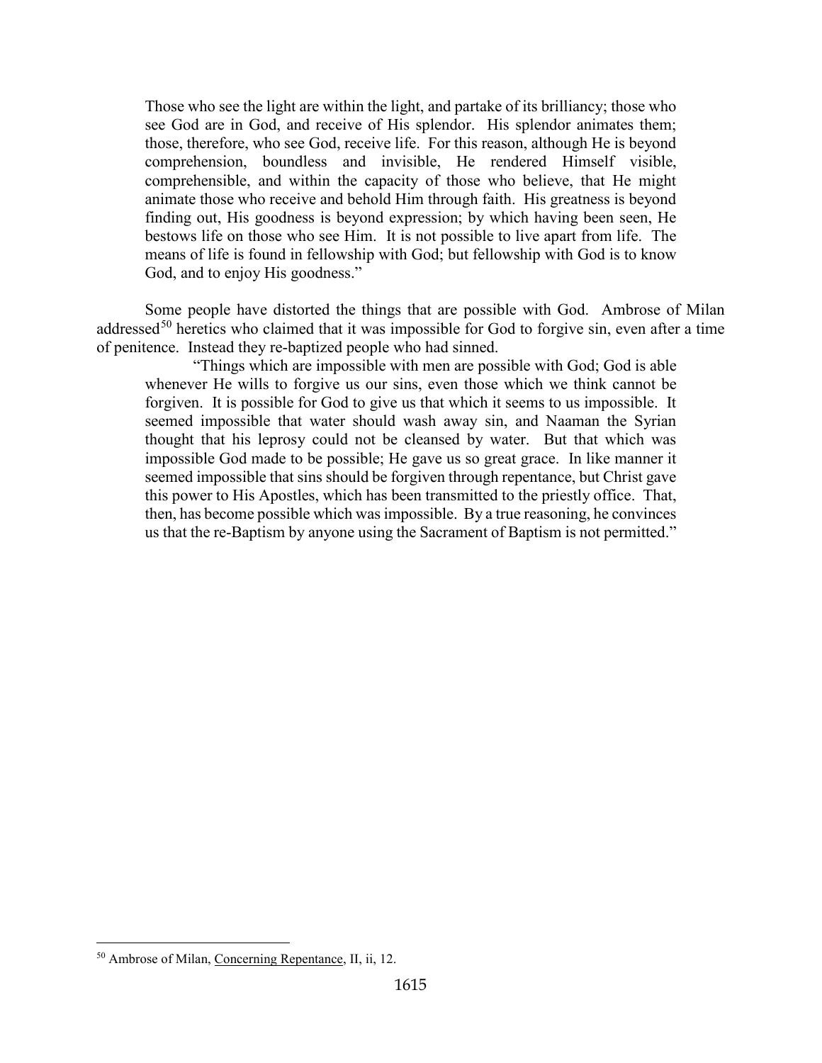> Those who see the light are within the light, and partake of its brilliancy; those who see God are in God, and receive of His splendor. His splendor animates them; those, therefore, who see God, receive life. For this reason, although He is beyond comprehension, boundless and invisible, He rendered Himself visible, comprehensible, and within the capacity of those who believe, that He might animate those who receive and behold Him through faith. His greatness is beyond finding out, His goodness is beyond expression; by which having been seen, He bestows life on those who see Him. It is not possible to live apart from life. The means of life is found in fellowship with God; but fellowship with God is to know God, and to enjoy His goodness."

Some people have distorted the things that are possible with God. Ambrose of Milan addressed[50] heretics who claimed that it was impossible for God to forgive sin, even after a time of penitence. Instead they re-baptized people who had sinned.

> "Things which are impossible with men are possible with God; God is able whenever He wills to forgive us our sins, even those which we think cannot be forgiven. It is possible for God to give us that which it seems to us impossible. It seemed impossible that water should wash away sin, and Naaman the Syrian thought that his leprosy could not be cleansed by water. But that which was impossible God made to be possible; He gave us so great grace. In like manner it seemed impossible that sins should be forgiven through repentance, but Christ gave this power to His Apostles, which has been transmitted to the priestly office. That, then, has become possible which was impossible. By a true reasoning, he convinces us that the re-Baptism by anyone using the Sacrament of Baptism is not permitted."

[50] Ambrose of Milan, Concerning Repentance, II, ii, 12.